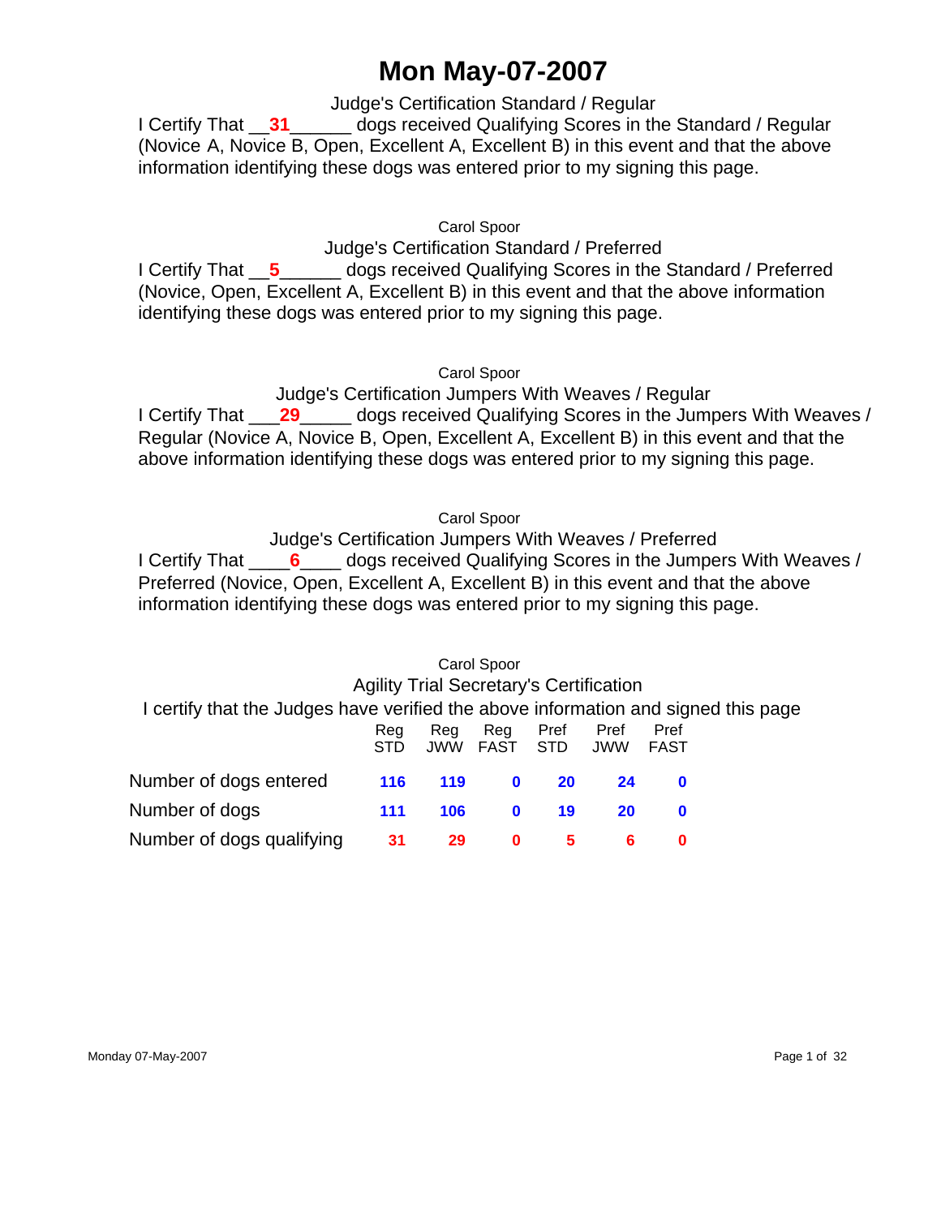# Mon May-07-2007

Judge's Certification Standard / Regular

I Certify That __**31**______ dogs received Qualifying Scores in the Standard / Regular (Novice A, Novice B, Open, Excellent A, Excellent B) in this event and that the above information identifying these dogs was entered prior to my signing this page.

Carol Spoor

Judge's Certification Standard / Preferred

I Certify That __**5**______ dogs received Qualifying Scores in the Standard / Preferred (Novice, Open, Excellent A, Excellent B) in this event and that the above information identifying these dogs was entered prior to my signing this page.

Carol Spoor

Judge's Certification Jumpers With Weaves / Regular

I Certify That ___**29**_____ dogs received Qualifying Scores in the Jumpers With Weaves / Regular (Novice A, Novice B, Open, Excellent A, Excellent B) in this event and that the above information identifying these dogs was entered prior to my signing this page.

Carol Spoor

Judge's Certification Jumpers With Weaves / Preferred

I Certify That ____**6**____ dogs received Qualifying Scores in the Jumpers With Weaves / Preferred (Novice, Open, Excellent A, Excellent B) in this event and that the above information identifying these dogs was entered prior to my signing this page.

Carol Spoor

Agility Trial Secretary's Certification

I certify that the Judges have verified the above information and signed this page

| | Reg STD | Reg JWW | Reg FAST | Pref STD | Pref JWW | Pref FAST |
|---|---|---|---|---|---|---|
| Number of dogs entered | 116 | 119 | 0 | 20 | 24 | 0 |
| Number of dogs | 111 | 106 | 0 | 19 | 20 | 0 |
| Number of dogs qualifying | 31 | 29 | 0 | 5 | 6 | 0 |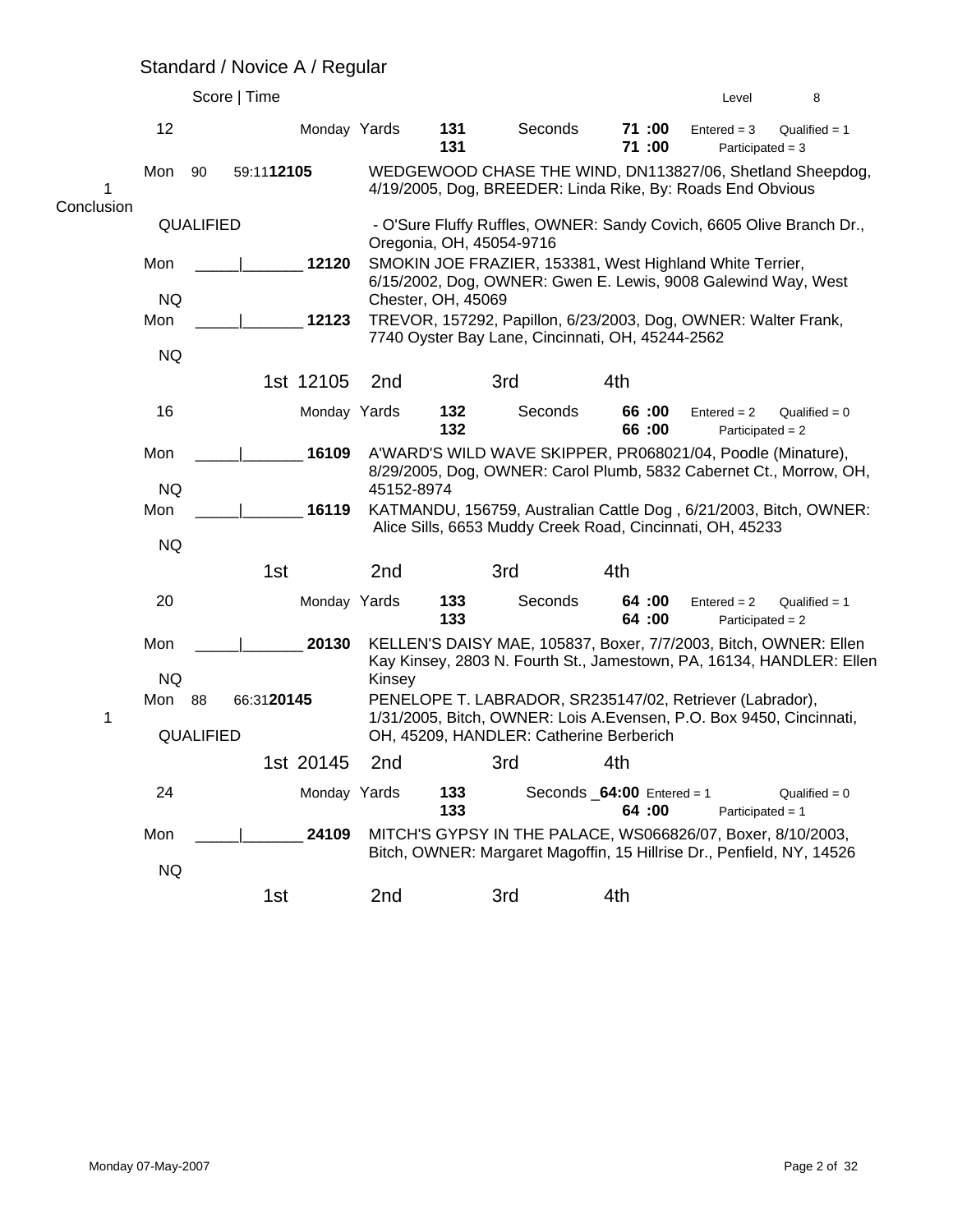## Standard / Novice A / Regular

Score | Time　　　　Level 8

**12** — Monday Yards **131** / **131** — Seconds **71 :00** / **71 :00** — Entered = 3, Qualified = 1, Participated = 3

| Place | Day | Score | Time | Armband | Entry |
|---|---|---|---|---|---|
| 1 Conclusion | Mon — QUALIFIED | 90 | 59:11 | **12105** | WEDGEWOOD CHASE THE WIND, DN113827/06, Shetland Sheepdog, 4/19/2005, Dog, BREEDER: Linda Rike, By: Roads End Obvious - O'Sure Fluffy Ruffles, OWNER: Sandy Covich, 6605 Olive Branch Dr., Oregonia, OH, 45054-9716 |
| | Mon — NQ | _____ | _______ | **12120** | SMOKIN JOE FRAZIER, 153381, West Highland White Terrier, 6/15/2002, Dog, OWNER: Gwen E. Lewis, 9008 Galewind Way, West Chester, OH, 45069 |
| | Mon — NQ | _____ | _______ | **12123** | TREVOR, 157292, Papillon, 6/23/2003, Dog, OWNER: Walter Frank, 7740 Oyster Bay Lane, Cincinnati, OH, 45244-2562 |

1st 12105　2nd　3rd　4th

**16** — Monday Yards **132** / **132** — Seconds **66 :00** / **66 :00** — Entered = 2, Qualified = 0, Participated = 2

| Place | Day | Score | Time | Armband | Entry |
|---|---|---|---|---|---|
| | Mon — NQ | _____ | _______ | **16109** | A'WARD'S WILD WAVE SKIPPER, PR068021/04, Poodle (Minature), 8/29/2005, Dog, OWNER: Carol Plumb, 5832 Cabernet Ct., Morrow, OH, 45152-8974 |
| | Mon — NQ | _____ | _______ | **16119** | KATMANDU, 156759, Australian Cattle Dog , 6/21/2003, Bitch, OWNER: Alice Sills, 6653 Muddy Creek Road, Cincinnati, OH, 45233 |

1st　2nd　3rd　4th

**20** — Monday Yards **133** / **133** — Seconds **64 :00** / **64 :00** — Entered = 2, Qualified = 1, Participated = 2

| Place | Day | Score | Time | Armband | Entry |
|---|---|---|---|---|---|
| | Mon — NQ | _____ | _______ | **20130** | KELLEN'S DAISY MAE, 105837, Boxer, 7/7/2003, Bitch, OWNER: Ellen Kay Kinsey, 2803 N. Fourth St., Jamestown, PA, 16134, HANDLER: Ellen Kinsey |
| 1 | Mon — QUALIFIED | 88 | 66:31 | **20145** | PENELOPE T. LABRADOR, SR235147/02, Retriever (Labrador), 1/31/2005, Bitch, OWNER: Lois A.Evensen, P.O. Box 9450, Cincinnati, OH, 45209, HANDLER: Catherine Berberich |

1st 20145　2nd　3rd　4th

**24** — Monday Yards **133** / **133** — Seconds _**64:00** / **64 :00** — Entered = 1, Qualified = 0, Participated = 1

| Place | Day | Score | Time | Armband | Entry |
|---|---|---|---|---|---|
| | Mon — NQ | _____ | _______ | **24109** | MITCH'S GYPSY IN THE PALACE, WS066826/07, Boxer, 8/10/2003, Bitch, OWNER: Margaret Magoffin, 15 Hillrise Dr., Penfield, NY, 14526 |

1st　2nd　3rd　4th

Monday 07-May-2007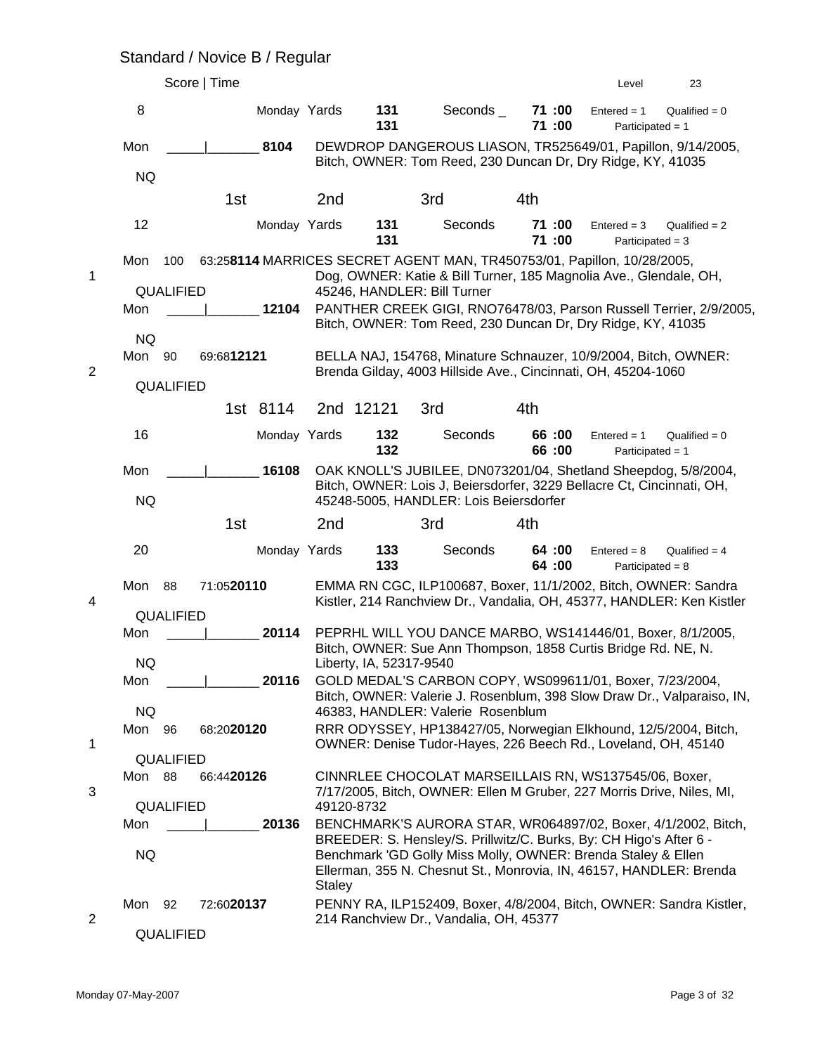## Standard / Novice B / Regular

Score | Time — Level 23

### 8 — Monday Yards 131 / 131 — Seconds _ 71 :00 / 71 :00 — Entered = 1, Qualified = 0, Participated = 1

| Place | Day | Score | Time | Armband | Entry |
|---|---|---|---|---|---|
| | Mon / NQ | _____ | _______ | 8104 | DEWDROP DANGEROUS LIASON, TR525649/01, Papillon, 9/14/2005, Bitch, OWNER: Tom Reed, 230 Duncan Dr, Dry Ridge, KY, 41035 |

1st — 2nd — 3rd — 4th

### 12 — Monday Yards 131 / 131 — Seconds 71 :00 / 71 :00 — Entered = 3, Qualified = 2, Participated = 3

| Place | Day | Score | Time | Armband | Entry |
|---|---|---|---|---|---|
| 1 | Mon / QUALIFIED | 100 | 63:25 | 8114 | MARRICES SECRET AGENT MAN, TR450753/01, Papillon, 10/28/2005, Dog, OWNER: Katie & Bill Turner, 185 Magnolia Ave., Glendale, OH, 45246, HANDLER: Bill Turner |
| | Mon / NQ | _____ | _______ | 12104 | PANTHER CREEK GIGI, RNO76478/03, Parson Russell Terrier, 2/9/2005, Bitch, OWNER: Tom Reed, 230 Duncan Dr, Dry Ridge, KY, 41035 |
| 2 | Mon / QUALIFIED | 90 | 69:68 | 12121 | BELLA NAJ, 154768, Minature Schnauzer, 10/9/2004, Bitch, OWNER: Brenda Gilday, 4003 Hillside Ave., Cincinnati, OH, 45204-1060 |

1st 8114 — 2nd 12121 — 3rd — 4th

### 16 — Monday Yards 132 / 132 — Seconds 66 :00 / 66 :00 — Entered = 1, Qualified = 0, Participated = 1

| Place | Day | Score | Time | Armband | Entry |
|---|---|---|---|---|---|
| | Mon / NQ | _____ | _______ | 16108 | OAK KNOLL'S JUBILEE, DN073201/04, Shetland Sheepdog, 5/8/2004, Bitch, OWNER: Lois J, Beiersdorfer, 3229 Bellacre Ct, Cincinnati, OH, 45248-5005, HANDLER: Lois Beiersdorfer |

1st — 2nd — 3rd — 4th

### 20 — Monday Yards 133 / 133 — Seconds 64 :00 / 64 :00 — Entered = 8, Qualified = 4, Participated = 8

| Place | Day | Score | Time | Armband | Entry |
|---|---|---|---|---|---|
| 4 | Mon / QUALIFIED | 88 | 71:05 | 20110 | EMMA RN CGC, ILP100687, Boxer, 11/1/2002, Bitch, OWNER: Sandra Kistler, 214 Ranchview Dr., Vandalia, OH, 45377, HANDLER: Ken Kistler |
| | Mon / NQ | _____ | _______ | 20114 | PEPRHL WILL YOU DANCE MARBO, WS141446/01, Boxer, 8/1/2005, Bitch, OWNER: Sue Ann Thompson, 1858 Curtis Bridge Rd. NE, N. Liberty, IA, 52317-9540 |
| | Mon / NQ | _____ | _______ | 20116 | GOLD MEDAL'S CARBON COPY, WS099611/01, Boxer, 7/23/2004, Bitch, OWNER: Valerie J. Rosenblum, 398 Slow Draw Dr., Valparaiso, IN, 46383, HANDLER: Valerie Rosenblum |
| 1 | Mon / QUALIFIED | 96 | 68:20 | 20120 | RRR ODYSSEY, HP138427/05, Norwegian Elkhound, 12/5/2004, Bitch, OWNER: Denise Tudor-Hayes, 226 Beech Rd., Loveland, OH, 45140 |
| 3 | Mon / QUALIFIED | 88 | 66:44 | 20126 | CINNRLEE CHOCOLAT MARSEILLAIS RN, WS137545/06, Boxer, 7/17/2005, Bitch, OWNER: Ellen M Gruber, 227 Morris Drive, Niles, MI, 49120-8732 |
| | Mon / NQ | _____ | _______ | 20136 | BENCHMARK'S AURORA STAR, WR064897/02, Boxer, 4/1/2002, Bitch, BREEDER: S. Hensley/S. Prillwitz/C. Burks, By: CH Higo's After 6 - Benchmark 'GD Golly Miss Molly, OWNER: Brenda Staley & Ellen Ellerman, 355 N. Chesnut St., Monrovia, IN, 46157, HANDLER: Brenda Staley |
| 2 | Mon / QUALIFIED | 92 | 72:60 | 20137 | PENNY RA, ILP152409, Boxer, 4/8/2004, Bitch, OWNER: Sandra Kistler, 214 Ranchview Dr., Vandalia, OH, 45377 |

Monday 07-May-2007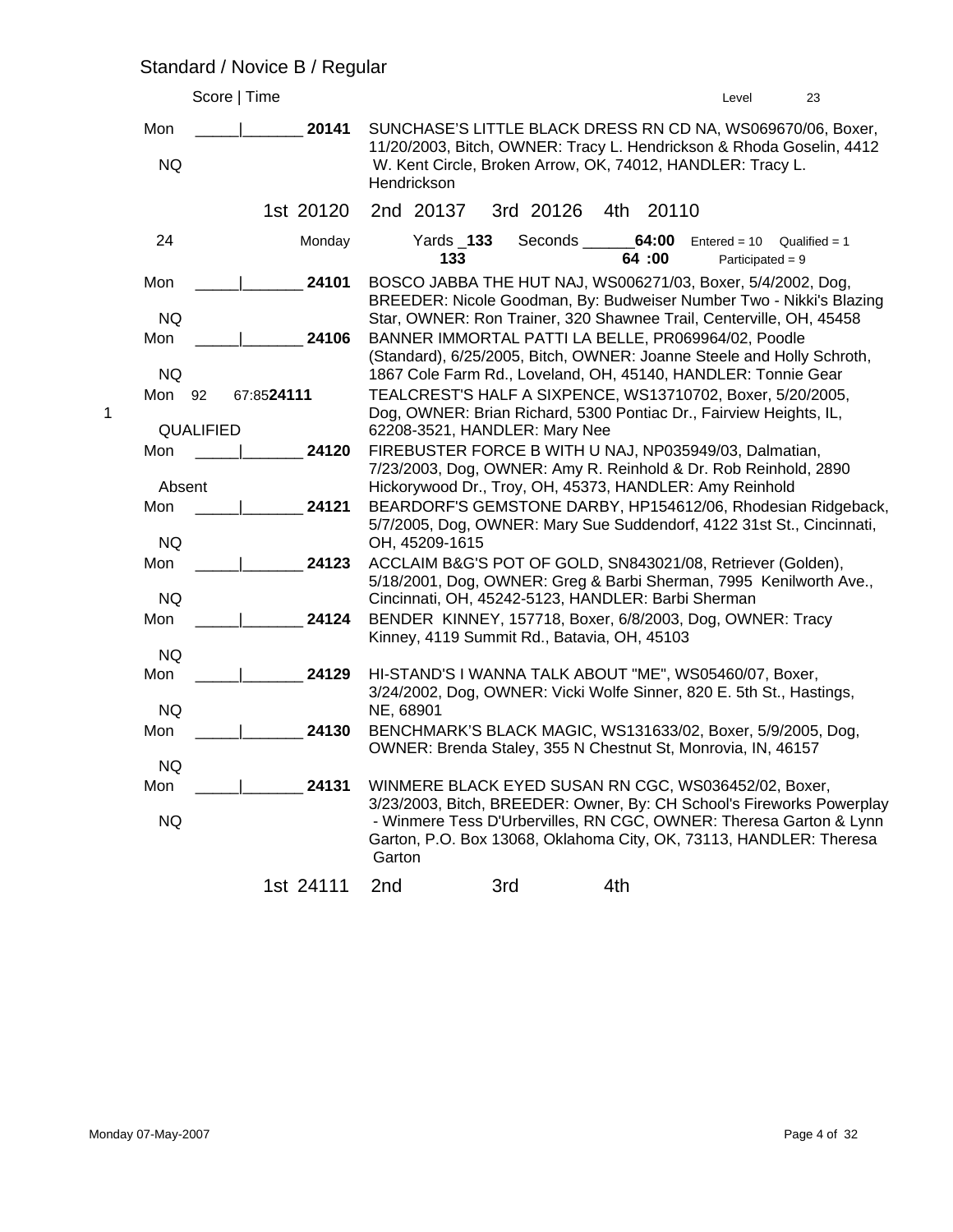## Standard / Novice B / Regular

Score | Time — Level 23

Mon _____|_______ **20141** — SUNCHASE'S LITTLE BLACK DRESS RN CD NA, WS069670/06, Boxer, 11/20/2003, Bitch, OWNER: Tracy L. Hendrickson & Rhoda Goselin, 4412 W. Kent Circle, Broken Arrow, OK, 74012, HANDLER: Tracy L. Hendrickson

NQ

1st 20120 2nd 20137 3rd 20126 4th 20110

24 Monday — Yards **133** (133) — Seconds **64:00** (64 :00) — Entered = 10, Qualified = 1, Participated = 9

Mon _____|_______ **24101** — BOSCO JABBA THE HUT NAJ, WS006271/03, Boxer, 5/4/2002, Dog, BREEDER: Nicole Goodman, By: Budweiser Number Two - Nikki's Blazing Star, OWNER: Ron Trainer, 320 Shawnee Trail, Centerville, OH, 45458

NQ

Mon _____|_______ **24106** — BANNER IMMORTAL PATTI LA BELLE, PR069964/02, Poodle (Standard), 6/25/2005, Bitch, OWNER: Joanne Steele and Holly Schroth, 1867 Cole Farm Rd., Loveland, OH, 45140, HANDLER: Tonnie Gear

NQ

1 — Mon 92 67:85 **24111** — TEALCREST'S HALF A SIXPENCE, WS13710702, Boxer, 5/20/2005, Dog, OWNER: Brian Richard, 5300 Pontiac Dr., Fairview Heights, IL, 62208-3521, HANDLER: Mary Nee

QUALIFIED

Mon _____|_______ **24120** — FIREBUSTER FORCE B WITH U NAJ, NP035949/03, Dalmatian, 7/23/2003, Dog, OWNER: Amy R. Reinhold & Dr. Rob Reinhold, 2890 Hickorywood Dr., Troy, OH, 45373, HANDLER: Amy Reinhold

Absent

Mon _____|_______ **24121** — BEARDORF'S GEMSTONE DARBY, HP154612/06, Rhodesian Ridgeback, 5/7/2005, Dog, OWNER: Mary Sue Suddendorf, 4122 31st St., Cincinnati, OH, 45209-1615

NQ

Mon _____|_______ **24123** — ACCLAIM B&G'S POT OF GOLD, SN843021/08, Retriever (Golden), 5/18/2001, Dog, OWNER: Greg & Barbi Sherman, 7995 Kenilworth Ave., Cincinnati, OH, 45242-5123, HANDLER: Barbi Sherman

NQ

Mon _____|_______ **24124** — BENDER KINNEY, 157718, Boxer, 6/8/2003, Dog, OWNER: Tracy Kinney, 4119 Summit Rd., Batavia, OH, 45103

NQ

Mon _____|_______ **24129** — HI-STAND'S I WANNA TALK ABOUT "ME", WS05460/07, Boxer, 3/24/2002, Dog, OWNER: Vicki Wolfe Sinner, 820 E. 5th St., Hastings, NE, 68901

NQ

Mon _____|_______ **24130** — BENCHMARK'S BLACK MAGIC, WS131633/02, Boxer, 5/9/2005, Dog, OWNER: Brenda Staley, 355 N Chestnut St, Monrovia, IN, 46157

NQ

Mon _____|_______ **24131** — WINMERE BLACK EYED SUSAN RN CGC, WS036452/02, Boxer, 3/23/2003, Bitch, BREEDER: Owner, By: CH School's Fireworks Powerplay - Winmere Tess D'Urbervilles, RN CGC, OWNER: Theresa Garton & Lynn Garton, P.O. Box 13068, Oklahoma City, OK, 73113, HANDLER: Theresa Garton

NQ

1st 24111 2nd 3rd 4th

Monday 07-May-2007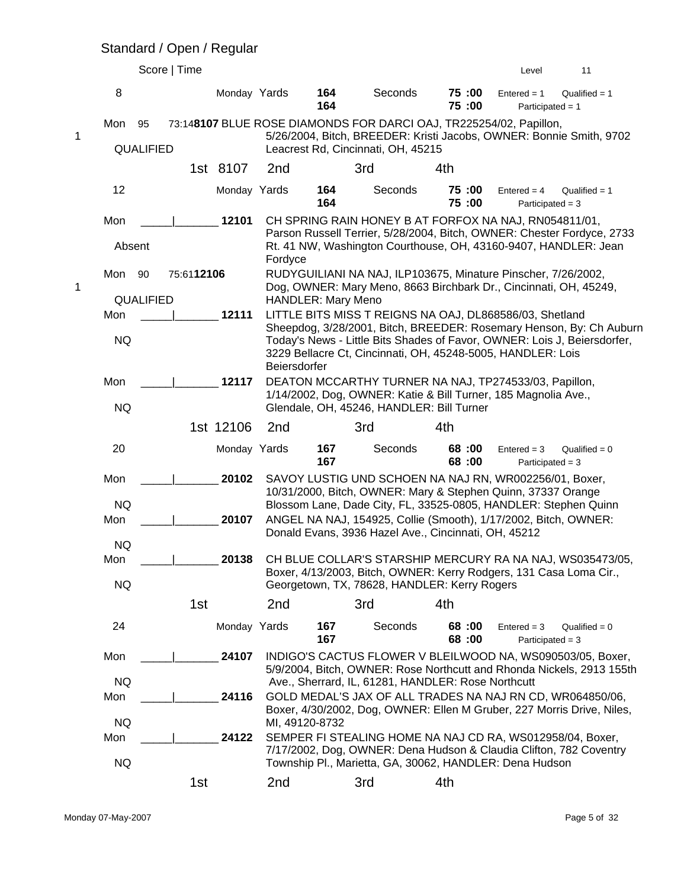## Standard / Open / Regular

Score | Time &nbsp;&nbsp;&nbsp;&nbsp;&nbsp;&nbsp;&nbsp;&nbsp;&nbsp;&nbsp;&nbsp;&nbsp;&nbsp;&nbsp;&nbsp;&nbsp;&nbsp;&nbsp;&nbsp;&nbsp;&nbsp;&nbsp;&nbsp;&nbsp;&nbsp;&nbsp;&nbsp;&nbsp;&nbsp;&nbsp;&nbsp;&nbsp;&nbsp;&nbsp;&nbsp;&nbsp;&nbsp;&nbsp;&nbsp;&nbsp;&nbsp; Level 11

### 8

Monday Yards **164** / **164** Seconds **75 :00** / **75 :00** Entered = 1 Qualified = 1 Participated = 1

1 — Mon 95 73:14 **8107** BLUE ROSE DIAMONDS FOR DARCI OAJ, TR225254/02, Papillon, 5/26/2004, Bitch, BREEDER: Kristi Jacobs, OWNER: Bonnie Smith, 9702 Leacrest Rd, Cincinnati, OH, 45215
QUALIFIED

1st 8107 &nbsp; 2nd &nbsp; 3rd &nbsp; 4th

### 12

Monday Yards **164** / **164** Seconds **75 :00** / **75 :00** Entered = 4 Qualified = 1 Participated = 3

Mon _____|_______ **12101** CH SPRING RAIN HONEY B AT FORFOX NA NAJ, RN054811/01, Parson Russell Terrier, 5/28/2004, Bitch, OWNER: Chester Fordyce, 2733 Rt. 41 NW, Washington Courthouse, OH, 43160-9407, HANDLER: Jean Fordyce
Absent

1 — Mon 90 75:61 **12106** RUDYGUILIANI NA NAJ, ILP103675, Minature Pinscher, 7/26/2002, Dog, OWNER: Mary Meno, 8663 Birchbark Dr., Cincinnati, OH, 45249, HANDLER: Mary Meno
QUALIFIED

Mon _____|_______ **12111** LITTLE BITS MISS T REIGNS NA OAJ, DL868586/03, Shetland Sheepdog, 3/28/2001, Bitch, BREEDER: Rosemary Henson, By: Ch Auburn Today's News - Little Bits Shades of Favor, OWNER: Lois J, Beiersdorfer, 3229 Bellacre Ct, Cincinnati, OH, 45248-5005, HANDLER: Lois Beiersdorfer
NQ

Mon _____|_______ **12117** DEATON MCCARTHY TURNER NA NAJ, TP274533/03, Papillon, 1/14/2002, Dog, OWNER: Katie & Bill Turner, 185 Magnolia Ave., Glendale, OH, 45246, HANDLER: Bill Turner
NQ

1st 12106 &nbsp; 2nd &nbsp; 3rd &nbsp; 4th

### 20

Monday Yards **167** / **167** Seconds **68 :00** / **68 :00** Entered = 3 Qualified = 0 Participated = 3

Mon _____|_______ **20102** SAVOY LUSTIG UND SCHOEN NA NAJ RN, WR002256/01, Boxer, 10/31/2000, Bitch, OWNER: Mary & Stephen Quinn, 37337 Orange Blossom Lane, Dade City, FL, 33525-0805, HANDLER: Stephen Quinn
NQ

Mon _____|_______ **20107** ANGEL NA NAJ, 154925, Collie (Smooth), 1/17/2002, Bitch, OWNER: Donald Evans, 3936 Hazel Ave., Cincinnati, OH, 45212
NQ

Mon _____|_______ **20138** CH BLUE COLLAR'S STARSHIP MERCURY RA NA NAJ, WS035473/05, Boxer, 4/13/2003, Bitch, OWNER: Kerry Rodgers, 131 Casa Loma Cir., Georgetown, TX, 78628, HANDLER: Kerry Rogers
NQ

1st &nbsp; 2nd &nbsp; 3rd &nbsp; 4th

### 24

Monday Yards **167** / **167** Seconds **68 :00** / **68 :00** Entered = 3 Qualified = 0 Participated = 3

Mon _____|_______ **24107** INDIGO'S CACTUS FLOWER V BLEILWOOD NA, WS090503/05, Boxer, 5/9/2004, Bitch, OWNER: Rose Northcutt and Rhonda Nickels, 2913 155th Ave., Sherrard, IL, 61281, HANDLER: Rose Northcutt
NQ

Mon _____|_______ **24116** GOLD MEDAL'S JAX OF ALL TRADES NA NAJ RN CD, WR064850/06, Boxer, 4/30/2002, Dog, OWNER: Ellen M Gruber, 227 Morris Drive, Niles, MI, 49120-8732
NQ

Mon _____|_______ **24122** SEMPER FI STEALING HOME NA NAJ CD RA, WS012958/04, Boxer, 7/17/2002, Dog, OWNER: Dena Hudson & Claudia Clifton, 782 Coventry Township Pl., Marietta, GA, 30062, HANDLER: Dena Hudson
NQ

1st &nbsp; 2nd &nbsp; 3rd &nbsp; 4th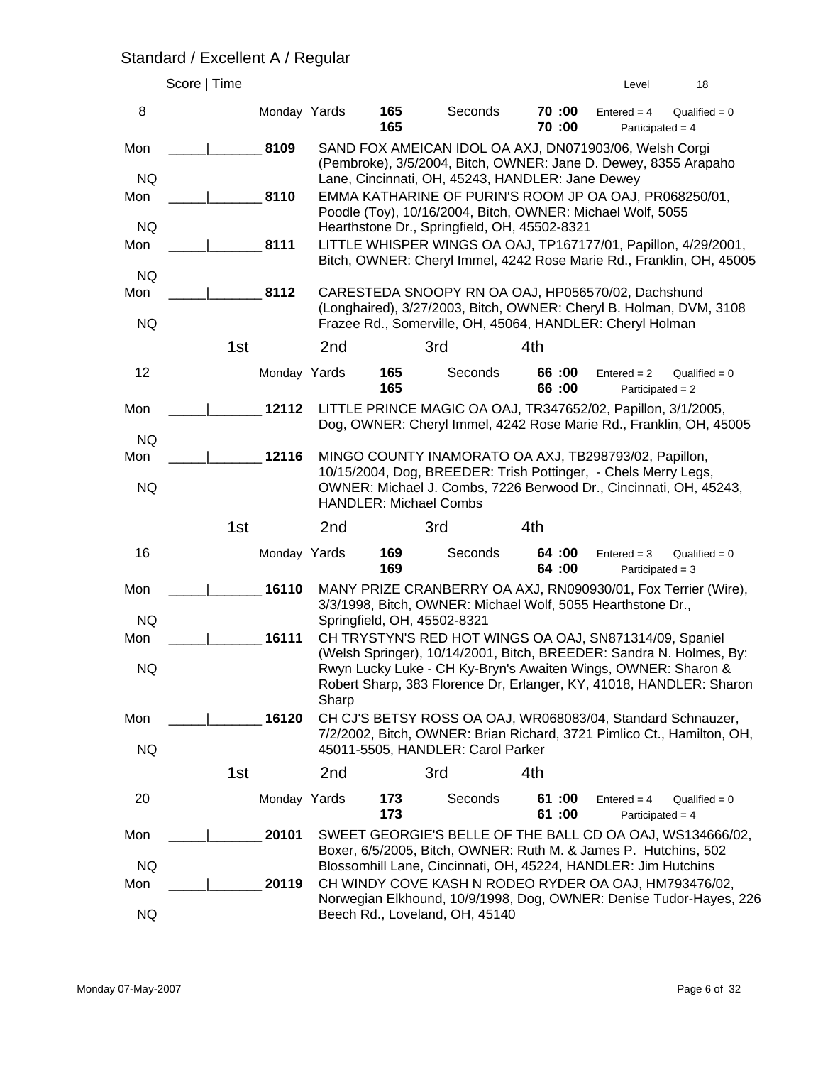## Standard / Excellent A / Regular

Score | Time                                                                 Level 18

**8** Monday Yards **165** **165** Seconds **70 :00** **70 :00** Entered = 4 Qualified = 0 Participated = 4

Mon _____|_______ **8109** SAND FOX AMEICAN IDOL OA AXJ, DN071903/06, Welsh Corgi (Pembroke), 3/5/2004, Bitch, OWNER: Jane D. Dewey, 8355 Arapaho Lane, Cincinnati, OH, 45243, HANDLER: Jane Dewey
NQ

Mon _____|_______ **8110** EMMA KATHARINE OF PURIN'S ROOM JP OA OAJ, PR068250/01, Poodle (Toy), 10/16/2004, Bitch, OWNER: Michael Wolf, 5055 Hearthstone Dr., Springfield, OH, 45502-8321
NQ

Mon _____|_______ **8111** LITTLE WHISPER WINGS OA OAJ, TP167177/01, Papillon, 4/29/2001, Bitch, OWNER: Cheryl Immel, 4242 Rose Marie Rd., Franklin, OH, 45005
NQ

Mon _____|_______ **8112** CARESTEDA SNOOPY RN OA OAJ, HP056570/02, Dachshund (Longhaired), 3/27/2003, Bitch, OWNER: Cheryl B. Holman, DVM, 3108 Frazee Rd., Somerville, OH, 45064, HANDLER: Cheryl Holman
NQ

1st 2nd 3rd 4th

**12** Monday Yards **165** **165** Seconds **66 :00** **66 :00** Entered = 2 Qualified = 0 Participated = 2

Mon _____|_______ **12112** LITTLE PRINCE MAGIC OA OAJ, TR347652/02, Papillon, 3/1/2005, Dog, OWNER: Cheryl Immel, 4242 Rose Marie Rd., Franklin, OH, 45005
NQ

Mon _____|_______ **12116** MINGO COUNTY INAMORATO OA AXJ, TB298793/02, Papillon, 10/15/2004, Dog, BREEDER: Trish Pottinger, - Chels Merry Legs, OWNER: Michael J. Combs, 7226 Berwood Dr., Cincinnati, OH, 45243, HANDLER: Michael Combs
NQ

1st 2nd 3rd 4th

**16** Monday Yards **169** **169** Seconds **64 :00** **64 :00** Entered = 3 Qualified = 0 Participated = 3

Mon _____|_______ **16110** MANY PRIZE CRANBERRY OA AXJ, RN090930/01, Fox Terrier (Wire), 3/3/1998, Bitch, OWNER: Michael Wolf, 5055 Hearthstone Dr., Springfield, OH, 45502-8321
NQ

Mon _____|_______ **16111** CH TRYSTYN'S RED HOT WINGS OA OAJ, SN871314/09, Spaniel (Welsh Springer), 10/14/2001, Bitch, BREEDER: Sandra N. Holmes, By: Rwyn Lucky Luke - CH Ky-Bryn's Awaiten Wings, OWNER: Sharon & Robert Sharp, 383 Florence Dr, Erlanger, KY, 41018, HANDLER: Sharon Sharp
NQ

Mon _____|_______ **16120** CH CJ'S BETSY ROSS OA OAJ, WR068083/04, Standard Schnauzer, 7/2/2002, Bitch, OWNER: Brian Richard, 3721 Pimlico Ct., Hamilton, OH, 45011-5505, HANDLER: Carol Parker
NQ

1st 2nd 3rd 4th

**20** Monday Yards **173** **173** Seconds **61 :00** **61 :00** Entered = 4 Qualified = 0 Participated = 4

Mon _____|_______ **20101** SWEET GEORGIE'S BELLE OF THE BALL CD OA OAJ, WS134666/02, Boxer, 6/5/2005, Bitch, OWNER: Ruth M. & James P. Hutchins, 502 Blossomhill Lane, Cincinnati, OH, 45224, HANDLER: Jim Hutchins
NQ

Mon _____|_______ **20119** CH WINDY COVE KASH N RODEO RYDER OA OAJ, HM793476/02, Norwegian Elkhound, 10/9/1998, Dog, OWNER: Denise Tudor-Hayes, 226 Beech Rd., Loveland, OH, 45140
NQ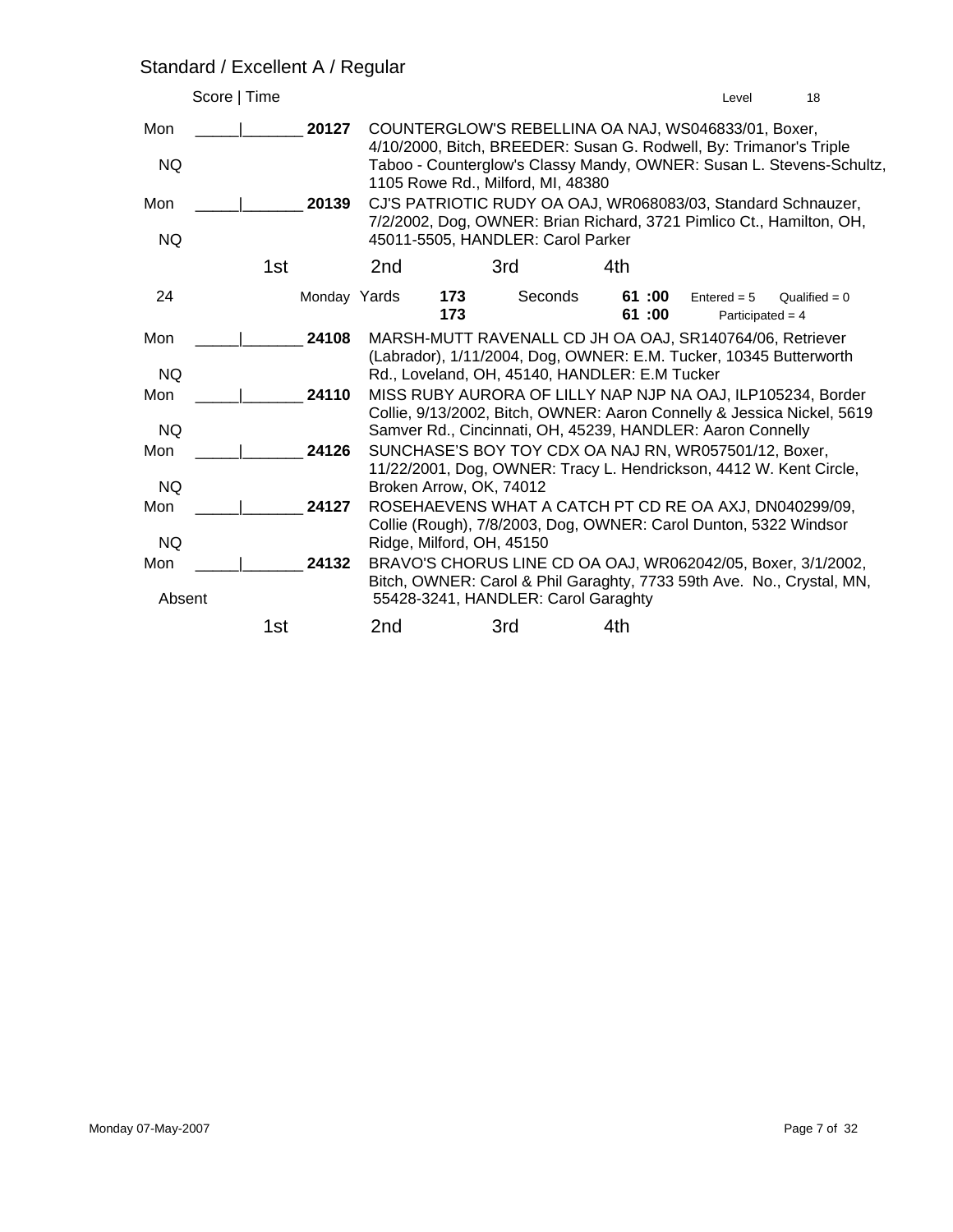## Standard / Excellent A / Regular

Score | Time　　　　　　　　　　　　　　　　　　　　　　　　　　　　Level　　18

| Day/Result | Score &#124; Time | Armband | Entry |
|---|---|---|---|
| Mon / NQ | _____&#124;_______ | **20127** | COUNTERGLOW'S REBELLINA OA NAJ, WS046833/01, Boxer, 4/10/2000, Bitch, BREEDER: Susan G. Rodwell, By: Trimanor's Triple Taboo - Counterglow's Classy Mandy, OWNER: Susan L. Stevens-Schultz, 1105 Rowe Rd., Milford, MI, 48380 |
| Mon / NQ | _____&#124;_______ | **20139** | CJ'S PATRIOTIC RUDY OA OAJ, WR068083/03, Standard Schnauzer, 7/2/2002, Dog, OWNER: Brian Richard, 3721 Pimlico Ct., Hamilton, OH, 45011-5505, HANDLER: Carol Parker |

1st　　2nd　　3rd　　4th

24　　Monday Yards **173** / **173**　　Seconds **61 :00** / **61 :00**　　Entered = 5　　Qualified = 0　　Participated = 4

| Day/Result | Score &#124; Time | Armband | Entry |
|---|---|---|---|
| Mon / NQ | _____&#124;_______ | **24108** | MARSH-MUTT RAVENALL CD JH OA OAJ, SR140764/06, Retriever (Labrador), 1/11/2004, Dog, OWNER: E.M. Tucker, 10345 Butterworth Rd., Loveland, OH, 45140, HANDLER: E.M Tucker |
| Mon / NQ | _____&#124;_______ | **24110** | MISS RUBY AURORA OF LILLY NAP NJP NA OAJ, ILP105234, Border Collie, 9/13/2002, Bitch, OWNER: Aaron Connelly & Jessica Nickel, 5619 Samver Rd., Cincinnati, OH, 45239, HANDLER: Aaron Connelly |
| Mon / NQ | _____&#124;_______ | **24126** | SUNCHASE'S BOY TOY CDX OA NAJ RN, WR057501/12, Boxer, 11/22/2001, Dog, OWNER: Tracy L. Hendrickson, 4412 W. Kent Circle, Broken Arrow, OK, 74012 |
| Mon / NQ | _____&#124;_______ | **24127** | ROSEHAEVENS WHAT A CATCH PT CD RE OA AXJ, DN040299/09, Collie (Rough), 7/8/2003, Dog, OWNER: Carol Dunton, 5322 Windsor Ridge, Milford, OH, 45150 |
| Mon / Absent | _____&#124;_______ | **24132** | BRAVO'S CHORUS LINE CD OA OAJ, WR062042/05, Boxer, 3/1/2002, Bitch, OWNER: Carol & Phil Garaghty, 7733 59th Ave. No., Crystal, MN, 55428-3241, HANDLER: Carol Garaghty |

1st　　2nd　　3rd　　4th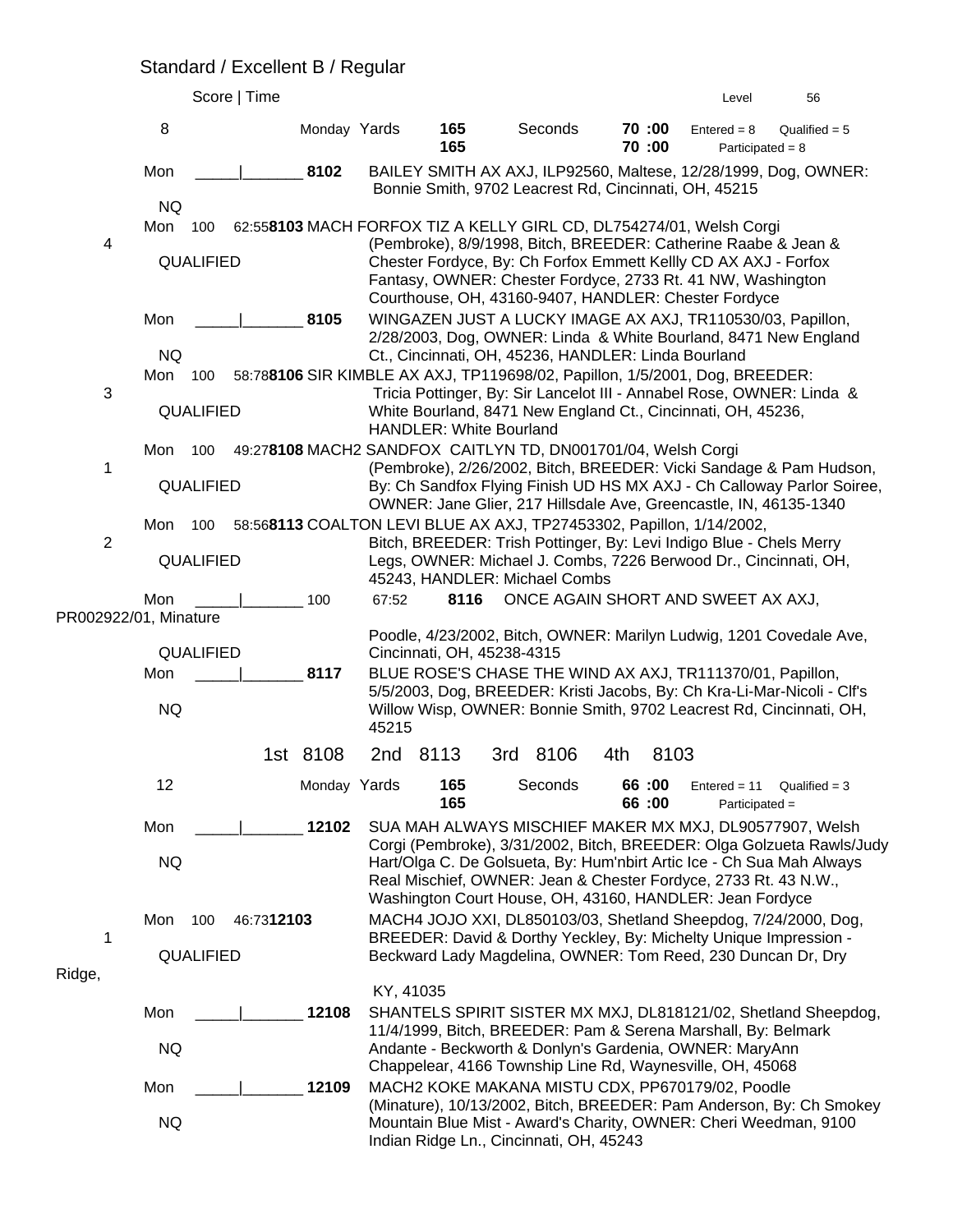## Standard / Excellent B / Regular

Score | Time — Level 56

**8** — Monday Yards **165** / **165** — Seconds **70 :00** / **70 :00** — Entered = 8 Qualified = 5 Participated = 8

| Place | Day | Score | Time | Armband | Entry |
|---|---|---|---|---|---|
| | Mon / NQ | _____ | _______ | **8102** | BAILEY SMITH AX AXJ, ILP92560, Maltese, 12/28/1999, Dog, OWNER: Bonnie Smith, 9702 Leacrest Rd, Cincinnati, OH, 45215 |
| 4 | Mon / QUALIFIED | 100 | 62:55 | **8103** | MACH FORFOX TIZ A KELLY GIRL CD, DL754274/01, Welsh Corgi (Pembroke), 8/9/1998, Bitch, BREEDER: Catherine Raabe & Jean & Chester Fordyce, By: Ch Forfox Emmett Kellly CD AX AXJ - Forfox Fantasy, OWNER: Chester Fordyce, 2733 Rt. 41 NW, Washington Courthouse, OH, 43160-9407, HANDLER: Chester Fordyce |
| | Mon / NQ | _____ | _______ | **8105** | WINGAZEN JUST A LUCKY IMAGE AX AXJ, TR110530/03, Papillon, 2/28/2003, Dog, OWNER: Linda & White Bourland, 8471 New England Ct., Cincinnati, OH, 45236, HANDLER: Linda Bourland |
| 3 | Mon / QUALIFIED | 100 | 58:78 | **8106** | SIR KIMBLE AX AXJ, TP119698/02, Papillon, 1/5/2001, Dog, BREEDER: Tricia Pottinger, By: Sir Lancelot III - Annabel Rose, OWNER: Linda & White Bourland, 8471 New England Ct., Cincinnati, OH, 45236, HANDLER: White Bourland |
| 1 | Mon / QUALIFIED | 100 | 49:27 | **8108** | MACH2 SANDFOX CAITLYN TD, DN001701/04, Welsh Corgi (Pembroke), 2/26/2002, Bitch, BREEDER: Vicki Sandage & Pam Hudson, By: Ch Sandfox Flying Finish UD HS MX AXJ - Ch Calloway Parlor Soiree, OWNER: Jane Glier, 217 Hillsdale Ave, Greencastle, IN, 46135-1340 |
| 2 | Mon / QUALIFIED | 100 | 58:56 | **8113** | COALTON LEVI BLUE AX AXJ, TP27453302, Papillon, 1/14/2002, Bitch, BREEDER: Trish Pottinger, By: Levi Indigo Blue - Chels Merry Legs, OWNER: Michael J. Combs, 7226 Berwood Dr., Cincinnati, OH, 45243, HANDLER: Michael Combs |
| | Mon / QUALIFIED | 100 | 67:52 | **8116** | ONCE AGAIN SHORT AND SWEET AX AXJ, PR002922/01, Minature Poodle, 4/23/2002, Bitch, OWNER: Marilyn Ludwig, 1201 Covedale Ave, Cincinnati, OH, 45238-4315 |
| | Mon / NQ | _____ | _______ | **8117** | BLUE ROSE'S CHASE THE WIND AX AXJ, TR111370/01, Papillon, 5/5/2003, Dog, BREEDER: Kristi Jacobs, By: Ch Kra-Li-Mar-Nicoli - Clf's Willow Wisp, OWNER: Bonnie Smith, 9702 Leacrest Rd, Cincinnati, OH, 45215 |

1st 8108 2nd 8113 3rd 8106 4th 8103

**12** — Monday Yards **165** / **165** — Seconds **66 :00** / **66 :00** — Entered = 11 Qualified = 3 Participated =

| Place | Day | Score | Time | Armband | Entry |
|---|---|---|---|---|---|
| | Mon / NQ | _____ | _______ | **12102** | SUA MAH ALWAYS MISCHIEF MAKER MX MXJ, DL90577907, Welsh Corgi (Pembroke), 3/31/2002, Bitch, BREEDER: Olga Golzueta Rawls/Judy Hart/Olga C. De Golsueta, By: Hum'nbirt Artic Ice - Ch Sua Mah Always Real Mischief, OWNER: Jean & Chester Fordyce, 2733 Rt. 43 N.W., Washington Court House, OH, 43160, HANDLER: Jean Fordyce |
| 1 | Mon / QUALIFIED | 100 | 46:73 | **12103** | MACH4 JOJO XXI, DL850103/03, Shetland Sheepdog, 7/24/2000, Dog, BREEDER: David & Dorthy Yeckley, By: Michelty Unique Impression - Beckward Lady Magdelina, OWNER: Tom Reed, 230 Duncan Dr, Dry Ridge, KY, 41035 |
| | Mon / NQ | _____ | _______ | **12108** | SHANTELS SPIRIT SISTER MX MXJ, DL818121/02, Shetland Sheepdog, 11/4/1999, Bitch, BREEDER: Pam & Serena Marshall, By: Belmark Andante - Beckworth & Donlyn's Gardenia, OWNER: MaryAnn Chappelear, 4166 Township Line Rd, Waynesville, OH, 45068 |
| | Mon / NQ | _____ | _______ | **12109** | MACH2 KOKE MAKANA MISTU CDX, PP670179/02, Poodle (Miniature), 10/13/2002, Bitch, BREEDER: Pam Anderson, By: Ch Smokey Mountain Blue Mist - Award's Charity, OWNER: Cheri Weedman, 9100 Indian Ridge Ln., Cincinnati, OH, 45243 |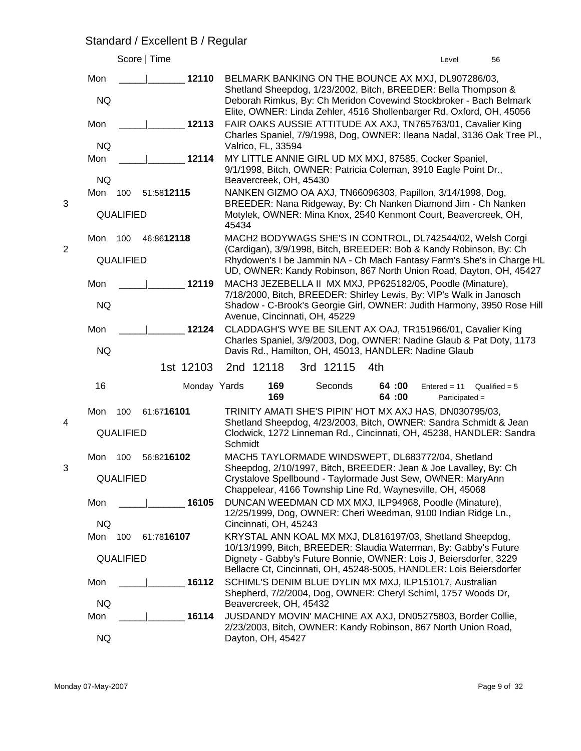## Standard / Excellent B / Regular

Score | Time — Level 56

| Place | Score / Time | Armband | Entry |
|---|---|---|---|
| | Mon _____\|_______ NQ | 12110 | BELMARK BANKING ON THE BOUNCE AX MXJ, DL907286/03, Shetland Sheepdog, 1/23/2002, Bitch, BREEDER: Bella Thompson & Deborah Rimkus, By: Ch Meridon Covewind Stockbroker - Bach Belmark Elite, OWNER: Linda Zehler, 4516 Shollenbarger Rd, Oxford, OH, 45056 |
| | Mon _____\|_______ NQ | 12113 | FAIR OAKS AUSSIE ATTITUDE AX AXJ, TN765763/01, Cavalier King Charles Spaniel, 7/9/1998, Dog, OWNER: Ileana Nadal, 3136 Oak Tree Pl., Valrico, FL, 33594 |
| | Mon _____\|_______ NQ | 12114 | MY LITTLE ANNIE GIRL UD MX MXJ, 87585, Cocker Spaniel, 9/1/1998, Bitch, OWNER: Patricia Coleman, 3910 Eagle Point Dr., Beavercreek, OH, 45430 |
| 3 | Mon 100 51:58 QUALIFIED | 12115 | NANKEN GIZMO OA AXJ, TN66096303, Papillon, 3/14/1998, Dog, BREEDER: Nana Ridgeway, By: Ch Nanken Diamond Jim - Ch Nanken Motylek, OWNER: Mina Knox, 2540 Kenmont Court, Beavercreek, OH, 45434 |
| 2 | Mon 100 46:86 QUALIFIED | 12118 | MACH2 BODYWAGS SHE'S IN CONTROL, DL742544/02, Welsh Corgi (Cardigan), 3/9/1998, Bitch, BREEDER: Bob & Kandy Robinson, By: Ch Rhydowen's I be Jammin NA - Ch Mach Fantasy Farm's She's in Charge HL UD, OWNER: Kandy Robinson, 867 North Union Road, Dayton, OH, 45427 |
| | Mon _____\|_______ NQ | 12119 | MACH3 JEZEBELLA II MX MXJ, PP625182/05, Poodle (Minature), 7/18/2000, Bitch, BREEDER: Shirley Lewis, By: VIP's Walk in Janosch Shadow - C-Brook's Georgie Girl, OWNER: Judith Harmony, 3950 Rose Hill Avenue, Cincinnati, OH, 45229 |
| | Mon _____\|_______ NQ | 12124 | CLADDAGH'S WYE BE SILENT AX OAJ, TR151966/01, Cavalier King Charles Spaniel, 3/9/2003, Dog, OWNER: Nadine Glaub & Pat Doty, 1173 Davis Rd., Hamilton, OH, 45013, HANDLER: Nadine Glaub |

1st 12103 2nd 12118 3rd 12115 4th

16 — Monday Yards 169 / 169 — Seconds 64 :00 / 64 :00 — Entered = 11 Qualified = 5 Participated =

| Place | Score / Time | Armband | Entry |
|---|---|---|---|
| 4 | Mon 100 61:67 QUALIFIED | 16101 | TRINITY AMATI SHE'S PIPIN' HOT MX AXJ HAS, DN030795/03, Shetland Sheepdog, 4/23/2003, Bitch, OWNER: Sandra Schmidt & Jean Clodwick, 1272 Linneman Rd., Cincinnati, OH, 45238, HANDLER: Sandra Schmidt |
| 3 | Mon 100 56:82 QUALIFIED | 16102 | MACH5 TAYLORMADE WINDSWEPT, DL683772/04, Shetland Sheepdog, 2/10/1997, Bitch, BREEDER: Jean & Joe Lavalley, By: Ch Crystalove Spellbound - Taylormade Just Sew, OWNER: MaryAnn Chappelear, 4166 Township Line Rd, Waynesville, OH, 45068 |
| | Mon _____\|_______ NQ | 16105 | DUNCAN WEEDMAN CD MX MXJ, ILP94968, Poodle (Minature), 12/25/1999, Dog, OWNER: Cheri Weedman, 9100 Indian Ridge Ln., Cincinnati, OH, 45243 |
| | Mon 100 61:78 QUALIFIED | 16107 | KRYSTAL ANN KOAL MX MXJ, DL816197/03, Shetland Sheepdog, 10/13/1999, Bitch, BREEDER: Slaudia Waterman, By: Gabby's Future Dignety - Gabby's Future Bonnie, OWNER: Lois J, Beiersdorfer, 3229 Bellacre Ct, Cincinnati, OH, 45248-5005, HANDLER: Lois Beiersdorfer |
| | Mon _____\|_______ NQ | 16112 | SCHIML'S DENIM BLUE DYLIN MX MXJ, ILP151017, Australian Shepherd, 7/2/2004, Dog, OWNER: Cheryl Schiml, 1757 Woods Dr, Beavercreek, OH, 45432 |
| | Mon _____\|_______ NQ | 16114 | JUSDANDY MOVIN' MACHINE AX AXJ, DN05275803, Border Collie, 2/23/2003, Bitch, OWNER: Kandy Robinson, 867 North Union Road, Dayton, OH, 45427 |

Monday 07-May-2007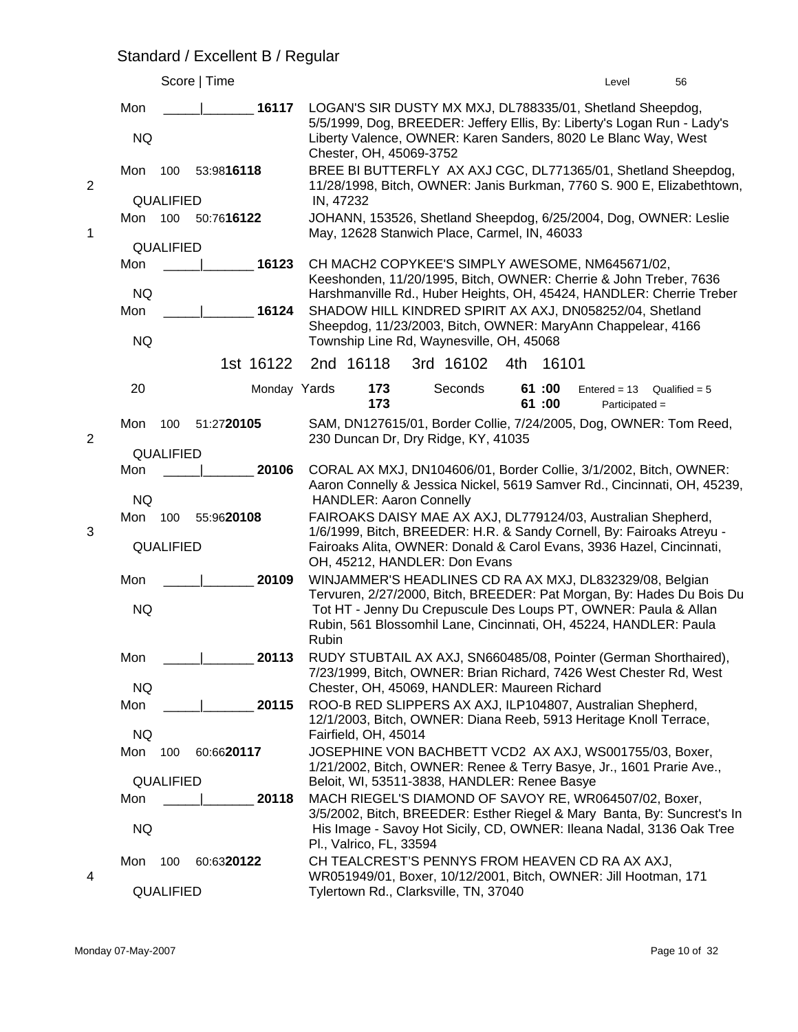## Standard / Excellent B / Regular

| Place | Day | Score \| Time | Armband | Entry |
|---|---|---|---|---|
| | Mon / NQ | _____\|_______ | 16117 | LOGAN'S SIR DUSTY MX MXJ, DL788335/01, Shetland Sheepdog, 5/5/1999, Dog, BREEDER: Jeffery Ellis, By: Liberty's Logan Run - Lady's Liberty Valence, OWNER: Karen Sanders, 8020 Le Blanc Way, West Chester, OH, 45069-3752 |
| 2 | Mon / QUALIFIED | 100 53:98 | 16118 | BREE BI BUTTERFLY AX AXJ CGC, DL771365/01, Shetland Sheepdog, 11/28/1998, Bitch, OWNER: Janis Burkman, 7760 S. 900 E, Elizabethtown, IN, 47232 |
| 1 | Mon / QUALIFIED | 100 50:76 | 16122 | JOHANN, 153526, Shetland Sheepdog, 6/25/2004, Dog, OWNER: Leslie May, 12628 Stanwich Place, Carmel, IN, 46033 |
| | Mon / NQ | _____\|_______ | 16123 | CH MACH2 COPYKEE'S SIMPLY AWESOME, NM645671/02, Keeshonden, 11/20/1995, Bitch, OWNER: Cherrie & John Treber, 7636 Harshmanville Rd., Huber Heights, OH, 45424, HANDLER: Cherrie Treber |
| | Mon / NQ | _____\|_______ | 16124 | SHADOW HILL KINDRED SPIRIT AX AXJ, DN058252/04, Shetland Sheepdog, 11/23/2003, Bitch, OWNER: MaryAnn Chappelear, 4166 Township Line Rd, Waynesville, OH, 45068 |

1st 16122 2nd 16118 3rd 16102 4th 16101

**20** Monday Yards **173** / **173** Seconds **61 :00** / **61 :00** Entered = 13 Qualified = 5 Participated =

| Place | Day | Score \| Time | Armband | Entry |
|---|---|---|---|---|
| 2 | Mon / QUALIFIED | 100 51:27 | 20105 | SAM, DN127615/01, Border Collie, 7/24/2005, Dog, OWNER: Tom Reed, 230 Duncan Dr, Dry Ridge, KY, 41035 |
| | Mon / NQ | _____\|_______ | 20106 | CORAL AX MXJ, DN104606/01, Border Collie, 3/1/2002, Bitch, OWNER: Aaron Connelly & Jessica Nickel, 5619 Samver Rd., Cincinnati, OH, 45239, HANDLER: Aaron Connelly |
| 3 | Mon / QUALIFIED | 100 55:96 | 20108 | FAIROAKS DAISY MAE AX AXJ, DL779124/03, Australian Shepherd, 1/6/1999, Bitch, BREEDER: H.R. & Sandy Cornell, By: Fairoaks Atreyu - Fairoaks Alita, OWNER: Donald & Carol Evans, 3936 Hazel, Cincinnati, OH, 45212, HANDLER: Don Evans |
| | Mon / NQ | _____\|_______ | 20109 | WINJAMMER'S HEADLINES CD RA AX MXJ, DL832329/08, Belgian Tervuren, 2/27/2000, Bitch, BREEDER: Pat Morgan, By: Hades Du Bois Du Tot HT - Jenny Du Crepuscule Des Loups PT, OWNER: Paula & Allan Rubin, 561 Blossomhil Lane, Cincinnati, OH, 45224, HANDLER: Paula Rubin |
| | Mon / NQ | _____\|_______ | 20113 | RUDY STUBTAIL AX AXJ, SN660485/08, Pointer (German Shorthaired), 7/23/1999, Bitch, OWNER: Brian Richard, 7426 West Chester Rd, West Chester, OH, 45069, HANDLER: Maureen Richard |
| | Mon / NQ | _____\|_______ | 20115 | ROO-B RED SLIPPERS AX AXJ, ILP104807, Australian Shepherd, 12/1/2003, Bitch, OWNER: Diana Reeb, 5913 Heritage Knoll Terrace, Fairfield, OH, 45014 |
| | Mon / QUALIFIED | 100 60:66 | 20117 | JOSEPHINE VON BACHBETT VCD2 AX AXJ, WS001755/03, Boxer, 1/21/2002, Bitch, OWNER: Renee & Terry Basye, Jr., 1601 Prarie Ave., Beloit, WI, 53511-3838, HANDLER: Renee Basye |
| | Mon / NQ | _____\|_______ | 20118 | MACH RIEGEL'S DIAMOND OF SAVOY RE, WR064507/02, Boxer, 3/5/2002, Bitch, BREEDER: Esther Riegel & Mary Banta, By: Suncrest's In His Image - Savoy Hot Sicily, CD, OWNER: Ileana Nadal, 3136 Oak Tree Pl., Valrico, FL, 33594 |
| 4 | Mon / QUALIFIED | 100 60:63 | 20122 | CH TEALCREST'S PENNYS FROM HEAVEN CD RA AX AXJ, WR051949/01, Boxer, 10/12/2001, Bitch, OWNER: Jill Hootman, 171 Tylertown Rd., Clarksville, TN, 37040 |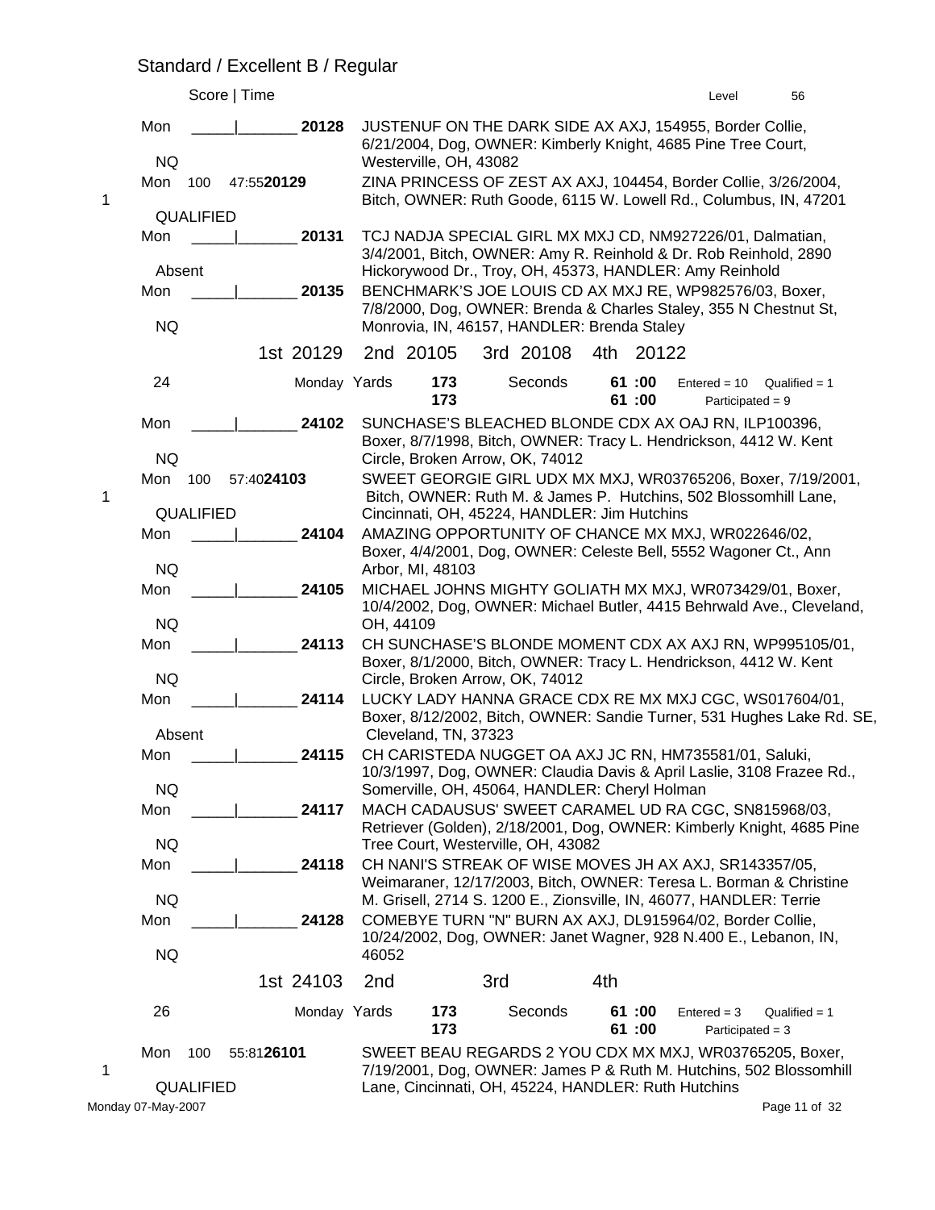## Standard / Excellent B / Regular

Score | Time — Level 56

| Place | Day | Score | Time | Armband | Entry |
|---|---|---|---|---|---|
| | Mon | _____ | _______ | 20128 | JUSTENUF ON THE DARK SIDE AX AXJ, 154955, Border Collie, 6/21/2004, Dog, OWNER: Kimberly Knight, 4685 Pine Tree Court, Westerville, OH, 43082 |
| | NQ | | | | |
| 1 | Mon | 100 | 47:55 | 20129 | ZINA PRINCESS OF ZEST AX AXJ, 104454, Border Collie, 3/26/2004, Bitch, OWNER: Ruth Goode, 6115 W. Lowell Rd., Columbus, IN, 47201 |
| | QUALIFIED | | | | |
| | Mon | _____ | _______ | 20131 | TCJ NADJA SPECIAL GIRL MX MXJ CD, NM927226/01, Dalmatian, 3/4/2001, Bitch, OWNER: Amy R. Reinhold & Dr. Rob Reinhold, 2890 Hickorywood Dr., Troy, OH, 45373, HANDLER: Amy Reinhold |
| | Absent | | | | |
| | Mon | _____ | _______ | 20135 | BENCHMARK'S JOE LOUIS CD AX MXJ RE, WP982576/03, Boxer, 7/8/2000, Dog, OWNER: Brenda & Charles Staley, 355 N Chestnut St, Monrovia, IN, 46157, HANDLER: Brenda Staley |
| | NQ | | | | |

1st 20129 2nd 20105 3rd 20108 4th 20122

**24** Monday Yards 173 / 173 Seconds 61 :00 / 61 :00 Entered = 10 Qualified = 1 Participated = 9

| Place | Day | Score | Time | Armband | Entry |
|---|---|---|---|---|---|
| | Mon | _____ | _______ | 24102 | SUNCHASE'S BLEACHED BLONDE CDX AX OAJ RN, ILP100396, Boxer, 8/7/1998, Bitch, OWNER: Tracy L. Hendrickson, 4412 W. Kent Circle, Broken Arrow, OK, 74012 |
| | NQ | | | | |
| 1 | Mon | 100 | 57:40 | 24103 | SWEET GEORGIE GIRL UDX MX MXJ, WR03765206, Boxer, 7/19/2001, Bitch, OWNER: Ruth M. & James P. Hutchins, 502 Blossomhill Lane, Cincinnati, OH, 45224, HANDLER: Jim Hutchins |
| | QUALIFIED | | | | |
| | Mon | _____ | _______ | 24104 | AMAZING OPPORTUNITY OF CHANCE MX MXJ, WR022646/02, Boxer, 4/4/2001, Dog, OWNER: Celeste Bell, 5552 Wagoner Ct., Ann Arbor, MI, 48103 |
| | NQ | | | | |
| | Mon | _____ | _______ | 24105 | MICHAEL JOHNS MIGHTY GOLIATH MX MXJ, WR073429/01, Boxer, 10/4/2002, Dog, OWNER: Michael Butler, 4415 Behrwald Ave., Cleveland, OH, 44109 |
| | NQ | | | | |
| | Mon | _____ | _______ | 24113 | CH SUNCHASE'S BLONDE MOMENT CDX AX AXJ RN, WP995105/01, Boxer, 8/1/2000, Bitch, OWNER: Tracy L. Hendrickson, 4412 W. Kent Circle, Broken Arrow, OK, 74012 |
| | NQ | | | | |
| | Mon | _____ | _______ | 24114 | LUCKY LADY HANNA GRACE CDX RE MX MXJ CGC, WS017604/01, Boxer, 8/12/2002, Bitch, OWNER: Sandie Turner, 531 Hughes Lake Rd. SE, Cleveland, TN, 37323 |
| | Absent | | | | |
| | Mon | _____ | _______ | 24115 | CH CARISTEDA NUGGET OA AXJ JC RN, HM735581/01, Saluki, 10/3/1997, Dog, OWNER: Claudia Davis & April Laslie, 3108 Frazee Rd., Somerville, OH, 45064, HANDLER: Cheryl Holman |
| | NQ | | | | |
| | Mon | _____ | _______ | 24117 | MACH CADAUSUS' SWEET CARAMEL UD RA CGC, SN815968/03, Retriever (Golden), 2/18/2001, Dog, OWNER: Kimberly Knight, 4685 Pine Tree Court, Westerville, OH, 43082 |
| | NQ | | | | |
| | Mon | _____ | _______ | 24118 | CH NANI'S STREAK OF WISE MOVES JH AX AXJ, SR143357/05, Weimaraner, 12/17/2003, Bitch, OWNER: Teresa L. Borman & Christine M. Grisell, 2714 S. 1200 E., Zionsville, IN, 46077, HANDLER: Terrie |
| | NQ | | | | |
| | Mon | _____ | _______ | 24128 | COMEBYE TURN "N" BURN AX AXJ, DL915964/02, Border Collie, 10/24/2002, Dog, OWNER: Janet Wagner, 928 N.400 E., Lebanon, IN, 46052 |
| | NQ | | | | |

1st 24103 2nd 3rd 4th

**26** Monday Yards 173 / 173 Seconds 61 :00 / 61 :00 Entered = 3 Qualified = 1 Participated = 3

| Place | Day | Score | Time | Armband | Entry |
|---|---|---|---|---|---|
| 1 | Mon | 100 | 55:81 | 26101 | SWEET BEAU REGARDS 2 YOU CDX MX MXJ, WR03765205, Boxer, 7/19/2001, Dog, OWNER: James P & Ruth M. Hutchins, 502 Blossomhill Lane, Cincinnati, OH, 45224, HANDLER: Ruth Hutchins |
| | QUALIFIED | | | | |

Monday 07-May-2007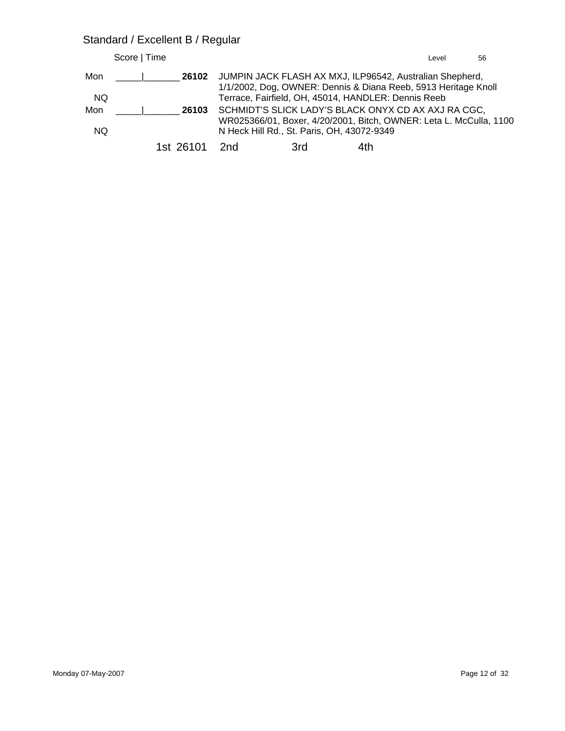## Standard / Excellent B / Regular

Score | Time — Level 56

| | Score \| Time | Armband | Entry |
|---|---|---|---|
| Mon<br>NQ | _____\|_______ | **26102** | JUMPIN JACK FLASH AX MXJ, ILP96542, Australian Shepherd, 1/1/2002, Dog, OWNER: Dennis & Diana Reeb, 5913 Heritage Knoll Terrace, Fairfield, OH, 45014, HANDLER: Dennis Reeb |
| Mon<br>NQ | _____\|_______ | **26103** | SCHMIDT'S SLICK LADY'S BLACK ONYX CD AX AXJ RA CGC, WR025366/01, Boxer, 4/20/2001, Bitch, OWNER: Leta L. McCulla, 1100 N Heck Hill Rd., St. Paris, OH, 43072-9349 |

1st 26101 2nd 3rd 4th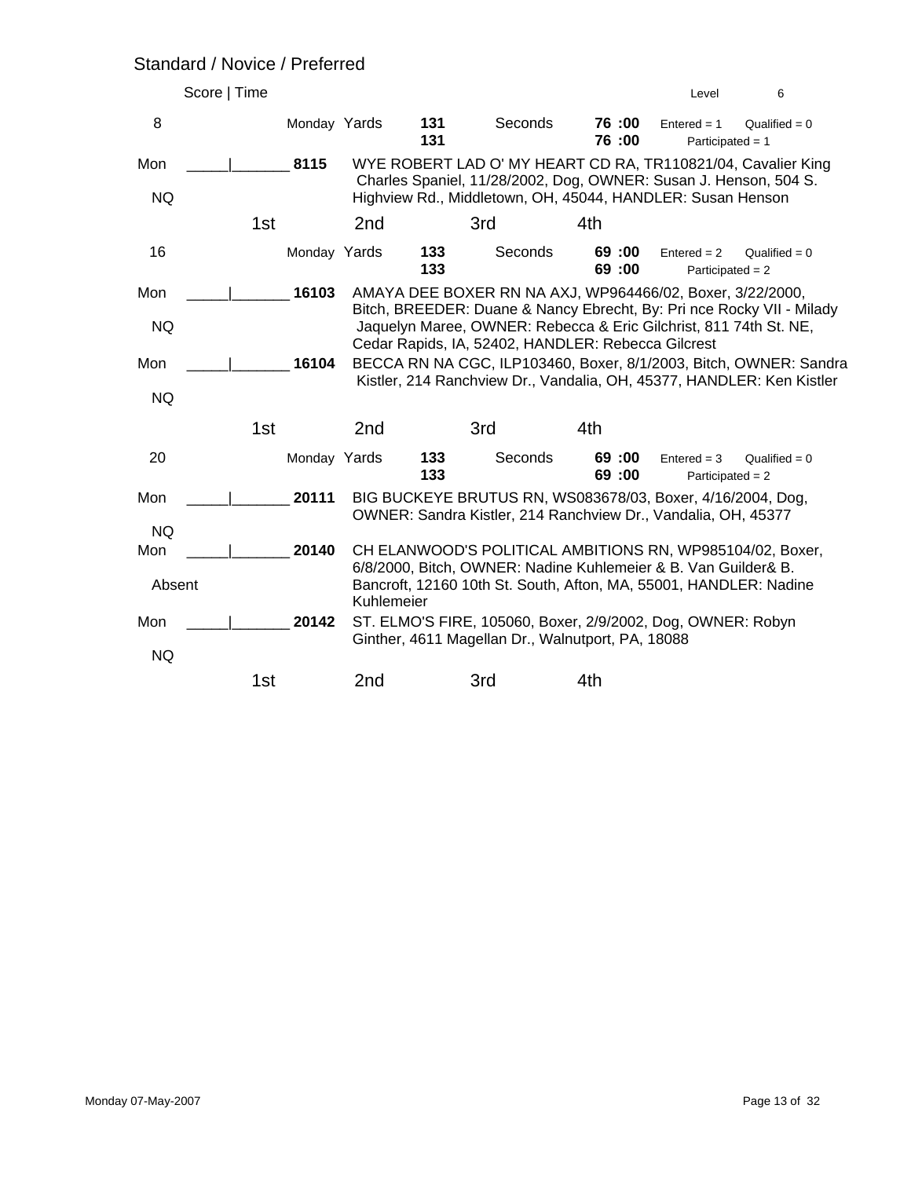## Standard / Novice / Preferred

Score | Time                                        Level 6

**8** — Monday Yards **131** / **131** — Seconds **76 :00** / **76 :00** — Entered = 1, Qualified = 0, Participated = 1

| Day | Score/Time | Armband | Entry |
|---|---|---|---|
| Mon NQ | _____\|_______ | **8115** | WYE ROBERT LAD O' MY HEART CD RA, TR110821/04, Cavalier King Charles Spaniel, 11/28/2002, Dog, OWNER: Susan J. Henson, 504 S. Highview Rd., Middletown, OH, 45044, HANDLER: Susan Henson |

1st     2nd     3rd     4th

**16** — Monday Yards **133** / **133** — Seconds **69 :00** / **69 :00** — Entered = 2, Qualified = 0, Participated = 2

| Day | Score/Time | Armband | Entry |
|---|---|---|---|
| Mon NQ | _____\|_______ | **16103** | AMAYA DEE BOXER RN NA AXJ, WP964466/02, Boxer, 3/22/2000, Bitch, BREEDER: Duane & Nancy Ebrecht, By: Pri nce Rocky VII - Milady Jaquelyn Maree, OWNER: Rebecca & Eric Gilchrist, 811 74th St. NE, Cedar Rapids, IA, 52402, HANDLER: Rebecca Gilcrest |
| Mon NQ | _____\|_______ | **16104** | BECCA RN NA CGC, ILP103460, Boxer, 8/1/2003, Bitch, OWNER: Sandra Kistler, 214 Ranchview Dr., Vandalia, OH, 45377, HANDLER: Ken Kistler |

1st     2nd     3rd     4th

**20** — Monday Yards **133** / **133** — Seconds **69 :00** / **69 :00** — Entered = 3, Qualified = 0, Participated = 2

| Day | Score/Time | Armband | Entry |
|---|---|---|---|
| Mon NQ | _____\|_______ | **20111** | BIG BUCKEYE BRUTUS RN, WS083678/03, Boxer, 4/16/2004, Dog, OWNER: Sandra Kistler, 214 Ranchview Dr., Vandalia, OH, 45377 |
| Mon Absent | _____\|_______ | **20140** | CH ELANWOOD'S POLITICAL AMBITIONS RN, WP985104/02, Boxer, 6/8/2000, Bitch, OWNER: Nadine Kuhlemeier & B. Van Guilder& B. Bancroft, 12160 10th St. South, Afton, MA, 55001, HANDLER: Nadine Kuhlemeier |
| Mon NQ | _____\|_______ | **20142** | ST. ELMO'S FIRE, 105060, Boxer, 2/9/2002, Dog, OWNER: Robyn Ginther, 4611 Magellan Dr., Walnutport, PA, 18088 |

1st     2nd     3rd     4th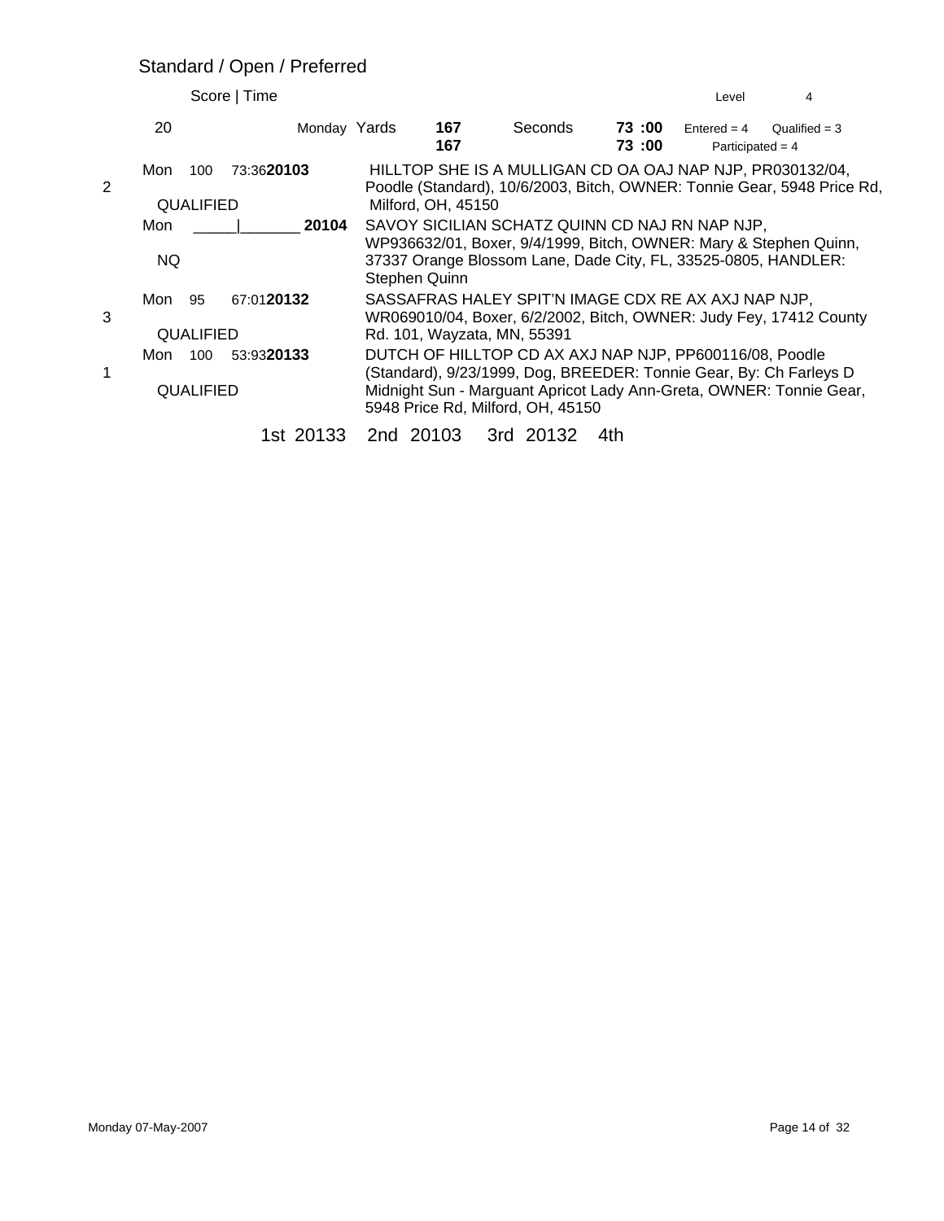## Standard / Open / Preferred

Score | Time — Level 4

20 — Monday Yards **167** / **167** — Seconds **73 :00** / **73 :00** — Entered = 4 — Qualified = 3 — Participated = 4

| Place | Day | Score | Time | Armband | Result | Dog |
|---|---|---|---|---|---|---|
| 2 | Mon | 100 | 73:36 | **20103** | QUALIFIED | HILLTOP SHE IS A MULLIGAN CD OA OAJ NAP NJP, PR030132/04, Poodle (Standard), 10/6/2003, Bitch, OWNER: Tonnie Gear, 5948 Price Rd, Milford, OH, 45150 |
| | Mon | _____ | _______ | **20104** | NQ | SAVOY SICILIAN SCHATZ QUINN CD NAJ RN NAP NJP, WP936632/01, Boxer, 9/4/1999, Bitch, OWNER: Mary & Stephen Quinn, 37337 Orange Blossom Lane, Dade City, FL, 33525-0805, HANDLER: Stephen Quinn |
| 3 | Mon | 95 | 67:01 | **20132** | QUALIFIED | SASSAFRAS HALEY SPIT'N IMAGE CDX RE AX AXJ NAP NJP, WR069010/04, Boxer, 6/2/2002, Bitch, OWNER: Judy Fey, 17412 County Rd. 101, Wayzata, MN, 55391 |
| 1 | Mon | 100 | 53:93 | **20133** | QUALIFIED | DUTCH OF HILLTOP CD AX AXJ NAP NJP, PP600116/08, Poodle (Standard), 9/23/1999, Dog, BREEDER: Tonnie Gear, By: Ch Farleys D Midnight Sun - Marguant Apricot Lady Ann-Greta, OWNER: Tonnie Gear, 5948 Price Rd, Milford, OH, 45150 |

1st 20133 2nd 20103 3rd 20132 4th

Monday 07-May-2007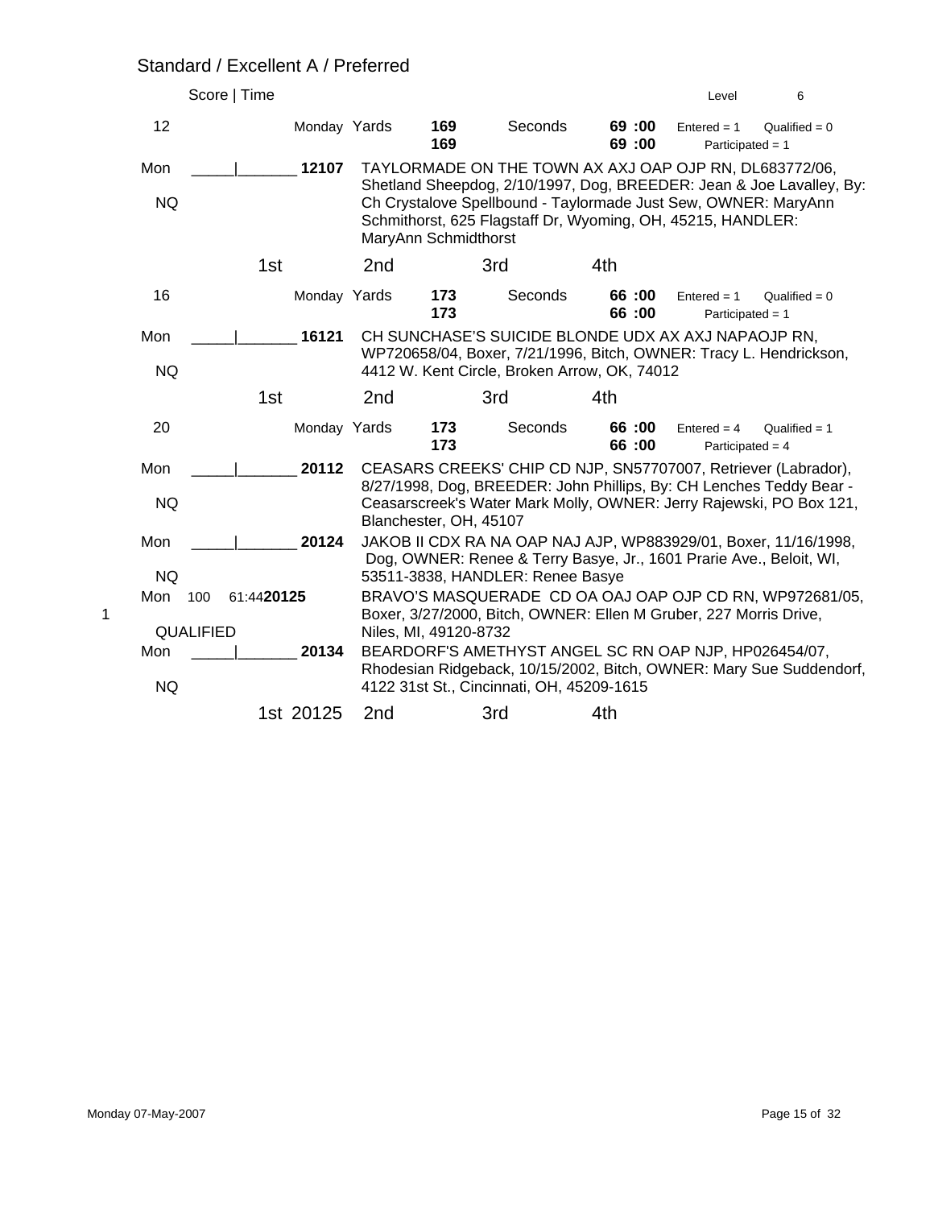## Standard / Excellent A / Preferred

Score | Time — Level 6

**12** — Monday Yards **169** / **169** — Seconds **69 :00** / **69 :00** — Entered = 1, Qualified = 0, Participated = 1

Mon _____|_______ **12107** TAYLORMADE ON THE TOWN AX AXJ OAP OJP RN, DL683772/06, Shetland Sheepdog, 2/10/1997, Dog, BREEDER: Jean & Joe Lavalley, By: Ch Crystalove Spellbound - Taylormade Just Sew, OWNER: MaryAnn Schmithorst, 625 Flagstaff Dr, Wyoming, OH, 45215, HANDLER: MaryAnn Schmidthorst
NQ

1st  2nd  3rd  4th

**16** — Monday Yards **173** / **173** — Seconds **66 :00** / **66 :00** — Entered = 1, Qualified = 0, Participated = 1

Mon _____|_______ **16121** CH SUNCHASE'S SUICIDE BLONDE UDX AX AXJ NAPAOJP RN, WP720658/04, Boxer, 7/21/1996, Bitch, OWNER: Tracy L. Hendrickson, 4412 W. Kent Circle, Broken Arrow, OK, 74012
NQ

1st  2nd  3rd  4th

**20** — Monday Yards **173** / **173** — Seconds **66 :00** / **66 :00** — Entered = 4, Qualified = 1, Participated = 4

Mon _____|_______ **20112** CEASARS CREEKS' CHIP CD NJP, SN57707007, Retriever (Labrador), 8/27/1998, Dog, BREEDER: John Phillips, By: CH Lenches Teddy Bear - Ceasarscreek's Water Mark Molly, OWNER: Jerry Rajewski, PO Box 121, Blanchester, OH, 45107
NQ

Mon _____|_______ **20124** JAKOB II CDX RA NA OAP NAJ AJP, WP883929/01, Boxer, 11/16/1998, Dog, OWNER: Renee & Terry Basye, Jr., 1601 Prarie Ave., Beloit, WI, 53511-3838, HANDLER: Renee Basye
NQ

1 Mon 100 61:44 **20125** BRAVO'S MASQUERADE CD OA OAJ OAP OJP CD RN, WP972681/05, Boxer, 3/27/2000, Bitch, OWNER: Ellen M Gruber, 227 Morris Drive, Niles, MI, 49120-8732
QUALIFIED

Mon _____|_______ **20134** BEARDORF'S AMETHYST ANGEL SC RN OAP NJP, HP026454/07, Rhodesian Ridgeback, 10/15/2002, Bitch, OWNER: Mary Sue Suddendorf, 4122 31st St., Cincinnati, OH, 45209-1615
NQ

1st 20125  2nd  3rd  4th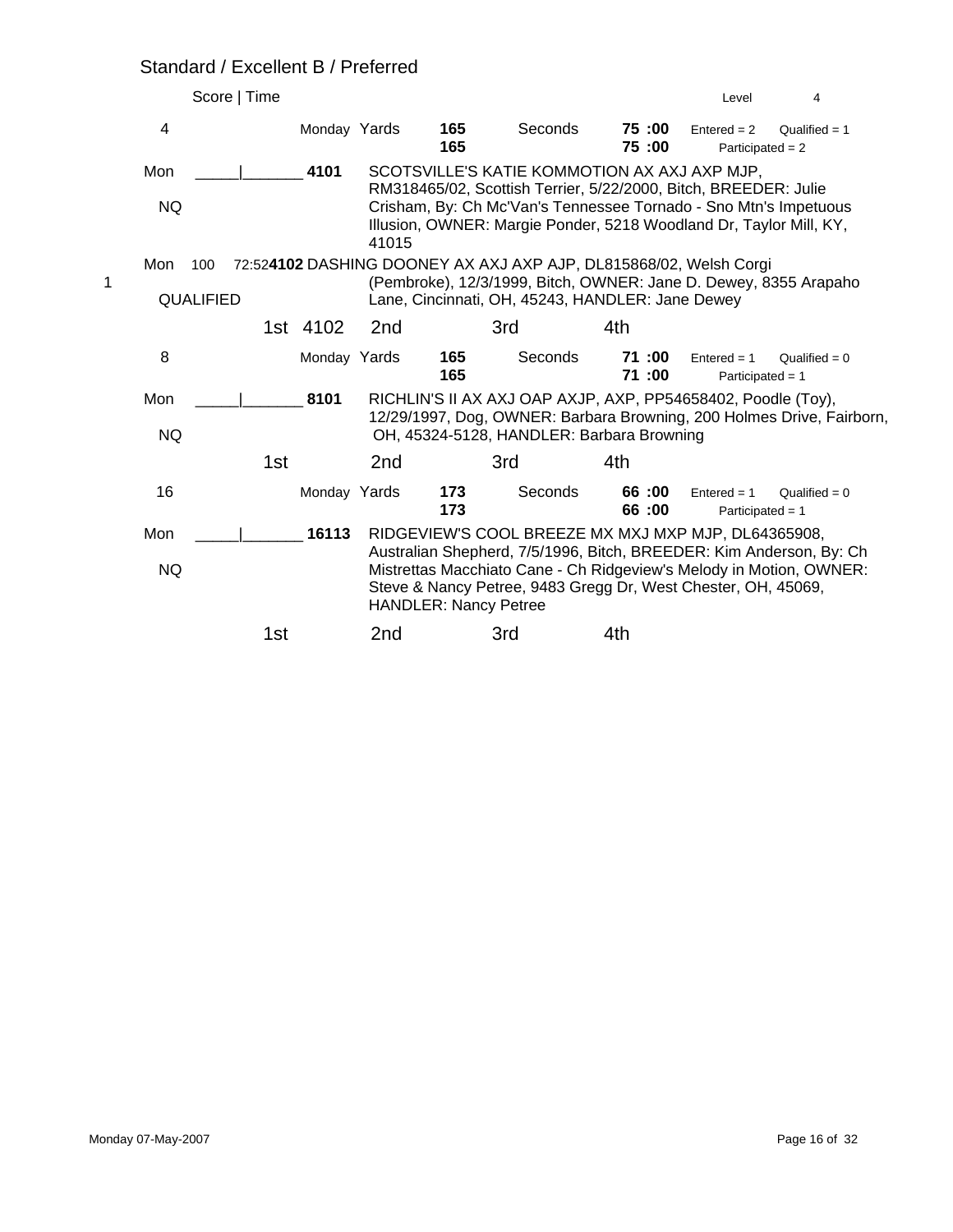## Standard / Excellent B / Preferred

Score | Time — Level 4

**4** — Monday Yards **165** / **165** — Seconds **75 :00** / **75 :00** — Entered = 2, Qualified = 1, Participated = 2

Mon _____|_______ **4101** SCOTSVILLE'S KATIE KOMMOTION AX AXJ AXP MJP, RM318465/02, Scottish Terrier, 5/22/2000, Bitch, BREEDER: Julie Crisham, By: Ch Mc'Van's Tennessee Tornado - Sno Mtn's Impetuous Illusion, OWNER: Margie Ponder, 5218 Woodland Dr, Taylor Mill, KY, 41015

NQ

1 Mon 100 72:52 **4102** DASHING DOONEY AX AXJ AXP AJP, DL815868/02, Welsh Corgi (Pembroke), 12/3/1999, Bitch, OWNER: Jane D. Dewey, 8355 Arapaho Lane, Cincinnati, OH, 45243, HANDLER: Jane Dewey

QUALIFIED

1st 4102 2nd 3rd 4th

**8** — Monday Yards **165** / **165** — Seconds **71 :00** / **71 :00** — Entered = 1, Qualified = 0, Participated = 1

Mon _____|_______ **8101** RICHLIN'S II AX AXJ OAP AXJP, AXP, PP54658402, Poodle (Toy), 12/29/1997, Dog, OWNER: Barbara Browning, 200 Holmes Drive, Fairborn, OH, 45324-5128, HANDLER: Barbara Browning

NQ

1st 2nd 3rd 4th

**16** — Monday Yards **173** / **173** — Seconds **66 :00** / **66 :00** — Entered = 1, Qualified = 0, Participated = 1

Mon _____|_______ **16113** RIDGEVIEW'S COOL BREEZE MX MXJ MXP MJP, DL64365908, Australian Shepherd, 7/5/1996, Bitch, BREEDER: Kim Anderson, By: Ch Mistrettas Macchiato Cane - Ch Ridgeview's Melody in Motion, OWNER: Steve & Nancy Petree, 9483 Gregg Dr, West Chester, OH, 45069, HANDLER: Nancy Petree

NQ

1st 2nd 3rd 4th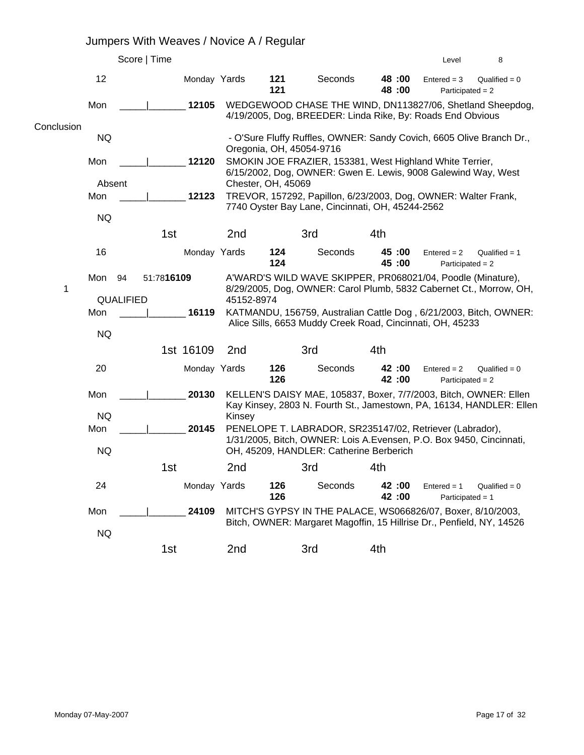# Jumpers With Weaves / Novice A / Regular

Score | Time — Level 8

## 12

Monday Yards **121** / **121** — Seconds **48 :00** / **48 :00** — Entered = 3, Qualified = 0, Participated = 2

Mon _____|_______ **12105** WEDGEWOOD CHASE THE WIND, DN113827/06, Shetland Sheepdog, 4/19/2005, Dog, BREEDER: Linda Rike, By: Roads End Obvious - O'Sure Fluffy Ruffles, OWNER: Sandy Covich, 6605 Olive Branch Dr., Oregonia, OH, 45054-9716

Conclusion

NQ

Mon _____|_______ **12120** SMOKIN JOE FRAZIER, 153381, West Highland White Terrier, 6/15/2002, Dog, OWNER: Gwen E. Lewis, 9008 Galewind Way, West Chester, OH, 45069

Absent

Mon _____|_______ **12123** TREVOR, 157292, Papillon, 6/23/2003, Dog, OWNER: Walter Frank, 7740 Oyster Bay Lane, Cincinnati, OH, 45244-2562

NQ

1st — 2nd — 3rd — 4th

## 16

Monday Yards **124** / **124** — Seconds **45 :00** / **45 :00** — Entered = 2, Qualified = 1, Participated = 2

1 — Mon 94 51:78 **16109** A'WARD'S WILD WAVE SKIPPER, PR068021/04, Poodle (Minature), 8/29/2005, Dog, OWNER: Carol Plumb, 5832 Cabernet Ct., Morrow, OH, 45152-8974

QUALIFIED

Mon _____|_______ **16119** KATMANDU, 156759, Australian Cattle Dog , 6/21/2003, Bitch, OWNER: Alice Sills, 6653 Muddy Creek Road, Cincinnati, OH, 45233

NQ

1st 16109 — 2nd — 3rd — 4th

## 20

Monday Yards **126** / **126** — Seconds **42 :00** / **42 :00** — Entered = 2, Qualified = 0, Participated = 2

Mon _____|_______ **20130** KELLEN'S DAISY MAE, 105837, Boxer, 7/7/2003, Bitch, OWNER: Ellen Kay Kinsey, 2803 N. Fourth St., Jamestown, PA, 16134, HANDLER: Ellen Kinsey

NQ

Mon _____|_______ **20145** PENELOPE T. LABRADOR, SR235147/02, Retriever (Labrador), 1/31/2005, Bitch, OWNER: Lois A.Evensen, P.O. Box 9450, Cincinnati, OH, 45209, HANDLER: Catherine Berberich

NQ

1st — 2nd — 3rd — 4th

## 24

Monday Yards **126** / **126** — Seconds **42 :00** / **42 :00** — Entered = 1, Qualified = 0, Participated = 1

Mon _____|_______ **24109** MITCH'S GYPSY IN THE PALACE, WS066826/07, Boxer, 8/10/2003, Bitch, OWNER: Margaret Magoffin, 15 Hillrise Dr., Penfield, NY, 14526

NQ

1st — 2nd — 3rd — 4th

Monday 07-May-2007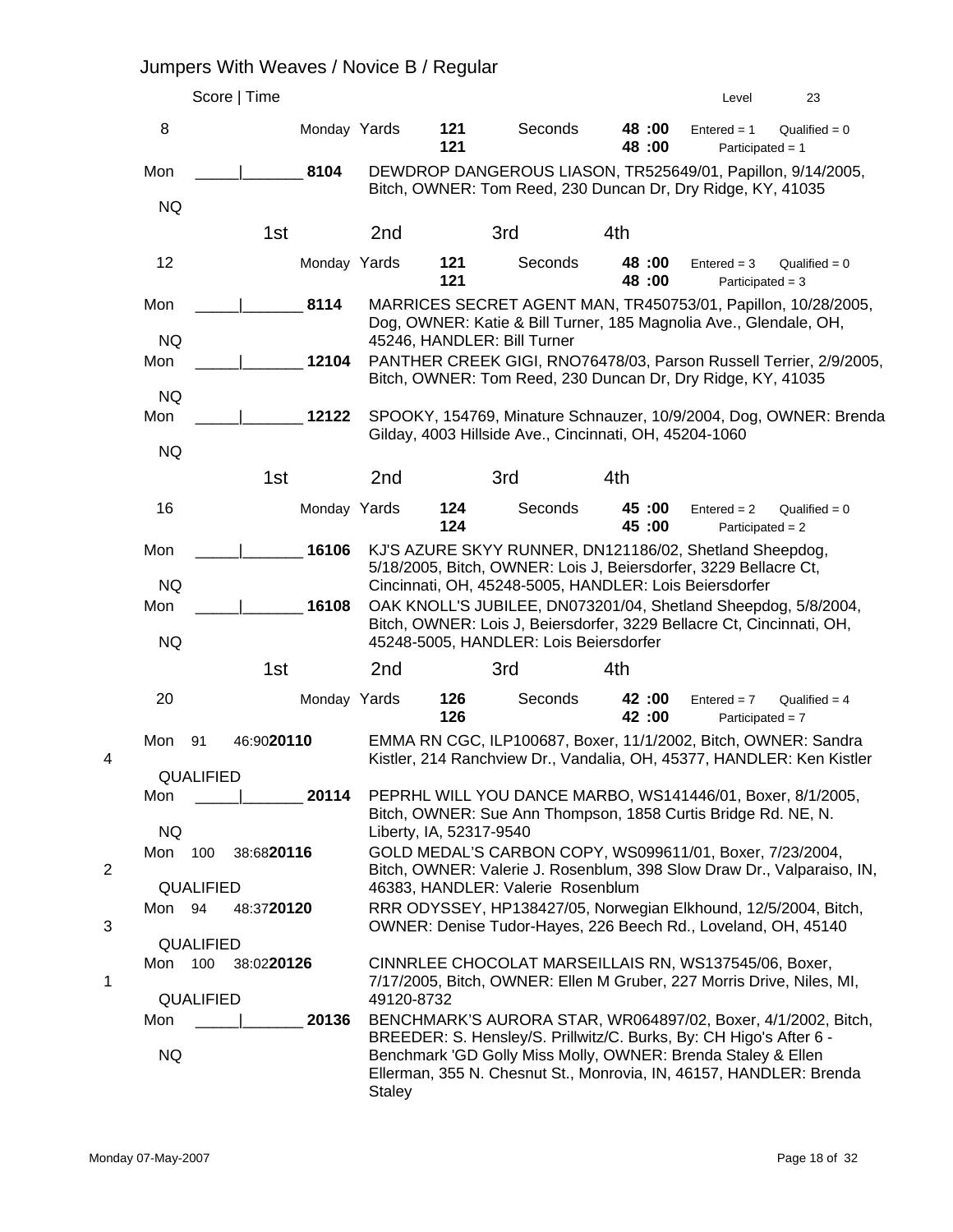# Jumpers With Weaves / Novice B / Regular

Score | Time — Level 23

## 8

Monday Yards 121 / 121 — Seconds 48 :00 / 48 :00 — Entered = 1 Qualified = 0 Participated = 1

Mon _____|_______ **8104** DEWDROP DANGEROUS LIASON, TR525649/01, Papillon, 9/14/2005, Bitch, OWNER: Tom Reed, 230 Duncan Dr, Dry Ridge, KY, 41035

NQ

1st 2nd 3rd 4th

## 12

Monday Yards 121 / 121 — Seconds 48 :00 / 48 :00 — Entered = 3 Qualified = 0 Participated = 3

Mon _____|_______ **8114** MARRICES SECRET AGENT MAN, TR450753/01, Papillon, 10/28/2005, Dog, OWNER: Katie & Bill Turner, 185 Magnolia Ave., Glendale, OH, 45246, HANDLER: Bill Turner

NQ

Mon _____|_______ **12104** PANTHER CREEK GIGI, RNO76478/03, Parson Russell Terrier, 2/9/2005, Bitch, OWNER: Tom Reed, 230 Duncan Dr, Dry Ridge, KY, 41035

NQ

Mon _____|_______ **12122** SPOOKY, 154769, Minature Schnauzer, 10/9/2004, Dog, OWNER: Brenda Gilday, 4003 Hillside Ave., Cincinnati, OH, 45204-1060

NQ

1st 2nd 3rd 4th

## 16

Monday Yards 124 / 124 — Seconds 45 :00 / 45 :00 — Entered = 2 Qualified = 0 Participated = 2

Mon _____|_______ **16106** KJ'S AZURE SKYY RUNNER, DN121186/02, Shetland Sheepdog, 5/18/2005, Bitch, OWNER: Lois J, Beiersdorfer, 3229 Bellacre Ct, Cincinnati, OH, 45248-5005, HANDLER: Lois Beiersdorfer

NQ

Mon _____|_______ **16108** OAK KNOLL'S JUBILEE, DN073201/04, Shetland Sheepdog, 5/8/2004, Bitch, OWNER: Lois J, Beiersdorfer, 3229 Bellacre Ct, Cincinnati, OH, 45248-5005, HANDLER: Lois Beiersdorfer

NQ

1st 2nd 3rd 4th

## 20

Monday Yards 126 / 126 — Seconds 42 :00 / 42 :00 — Entered = 7 Qualified = 4 Participated = 7

4 — Mon 91 46:90 **20110** EMMA RN CGC, ILP100687, Boxer, 11/1/2002, Bitch, OWNER: Sandra Kistler, 214 Ranchview Dr., Vandalia, OH, 45377, HANDLER: Ken Kistler

QUALIFIED

Mon _____|_______ **20114** PEPRHL WILL YOU DANCE MARBO, WS141446/01, Boxer, 8/1/2005, Bitch, OWNER: Sue Ann Thompson, 1858 Curtis Bridge Rd. NE, N. Liberty, IA, 52317-9540

NQ

2 — Mon 100 38:68 **20116** GOLD MEDAL'S CARBON COPY, WS099611/01, Boxer, 7/23/2004, Bitch, OWNER: Valerie J. Rosenblum, 398 Slow Draw Dr., Valparaiso, IN, 46383, HANDLER: Valerie Rosenblum

QUALIFIED

3 — Mon 94 48:37 **20120** RRR ODYSSEY, HP138427/05, Norwegian Elkhound, 12/5/2004, Bitch, OWNER: Denise Tudor-Hayes, 226 Beech Rd., Loveland, OH, 45140

QUALIFIED

1 — Mon 100 38:02 **20126** CINNRLEE CHOCOLAT MARSEILLAIS RN, WS137545/06, Boxer, 7/17/2005, Bitch, OWNER: Ellen M Gruber, 227 Morris Drive, Niles, MI, 49120-8732

QUALIFIED

Mon _____|_______ **20136** BENCHMARK'S AURORA STAR, WR064897/02, Boxer, 4/1/2002, Bitch, BREEDER: S. Hensley/S. Prillwitz/C. Burks, By: CH Higo's After 6 - Benchmark 'GD Golly Miss Molly, OWNER: Brenda Staley & Ellen Ellerman, 355 N. Chesnut St., Monrovia, IN, 46157, HANDLER: Brenda Staley

NQ

Monday 07-May-2007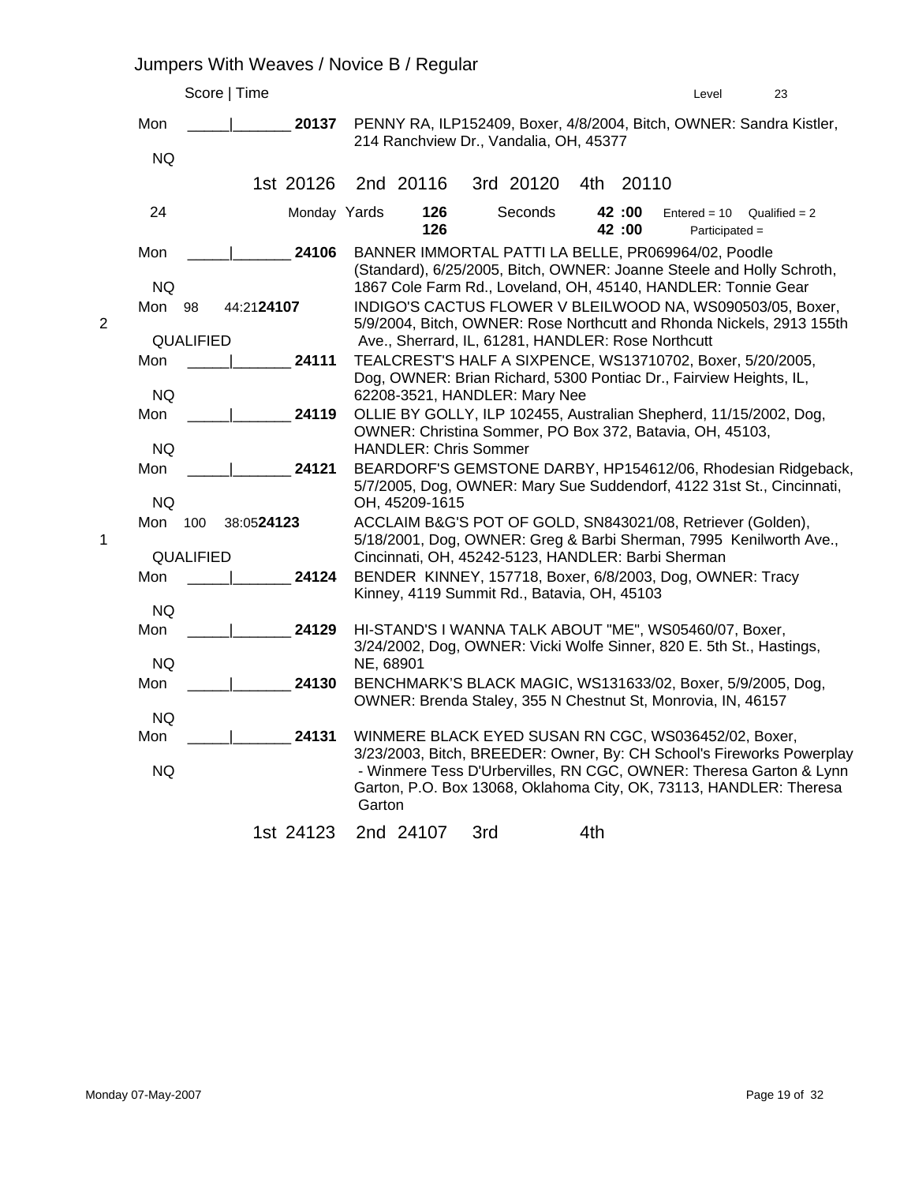# Jumpers With Weaves / Novice B / Regular

Score | Time                                                                 Level 23

Mon _____|_______ **20137** PENNY RA, ILP152409, Boxer, 4/8/2004, Bitch, OWNER: Sandra Kistler, 214 Ranchview Dr., Vandalia, OH, 45377

NQ

1st 20126   2nd 20116   3rd 20120   4th 20110

| 24 | Monday Yards | 126 | Seconds | 42 :00 | Entered = 10 | Qualified = 2 |
|---|---|---|---|---|---|---|
| | | 126 | | 42 :00 | Participated = | |

Mon _____|_______ **24106** BANNER IMMORTAL PATTI LA BELLE, PR069964/02, Poodle (Standard), 6/25/2005, Bitch, OWNER: Joanne Steele and Holly Schroth, 1867 Cole Farm Rd., Loveland, OH, 45140, HANDLER: Tonnie Gear

NQ

2 Mon 98 44:21 **24107** INDIGO'S CACTUS FLOWER V BLEILWOOD NA, WS090503/05, Boxer, 5/9/2004, Bitch, OWNER: Rose Northcutt and Rhonda Nickels, 2913 155th Ave., Sherrard, IL, 61281, HANDLER: Rose Northcutt

QUALIFIED

Mon _____|_______ **24111** TEALCREST'S HALF A SIXPENCE, WS13710702, Boxer, 5/20/2005, Dog, OWNER: Brian Richard, 5300 Pontiac Dr., Fairview Heights, IL, 62208-3521, HANDLER: Mary Nee

NQ

Mon _____|_______ **24119** OLLIE BY GOLLY, ILP 102455, Australian Shepherd, 11/15/2002, Dog, OWNER: Christina Sommer, PO Box 372, Batavia, OH, 45103, HANDLER: Chris Sommer

NQ

Mon _____|_______ **24121** BEARDORF'S GEMSTONE DARBY, HP154612/06, Rhodesian Ridgeback, 5/7/2005, Dog, OWNER: Mary Sue Suddendorf, 4122 31st St., Cincinnati, OH, 45209-1615

NQ

1 Mon 100 38:05 **24123** ACCLAIM B&G'S POT OF GOLD, SN843021/08, Retriever (Golden), 5/18/2001, Dog, OWNER: Greg & Barbi Sherman, 7995 Kenilworth Ave., Cincinnati, OH, 45242-5123, HANDLER: Barbi Sherman

QUALIFIED

Mon _____|_______ **24124** BENDER KINNEY, 157718, Boxer, 6/8/2003, Dog, OWNER: Tracy Kinney, 4119 Summit Rd., Batavia, OH, 45103

NQ

Mon _____|_______ **24129** HI-STAND'S I WANNA TALK ABOUT "ME", WS05460/07, Boxer, 3/24/2002, Dog, OWNER: Vicki Wolfe Sinner, 820 E. 5th St., Hastings, NE, 68901

NQ

Mon _____|_______ **24130** BENCHMARK'S BLACK MAGIC, WS131633/02, Boxer, 5/9/2005, Dog, OWNER: Brenda Staley, 355 N Chestnut St, Monrovia, IN, 46157

NQ

Mon _____|_______ **24131** WINMERE BLACK EYED SUSAN RN CGC, WS036452/02, Boxer, 3/23/2003, Bitch, BREEDER: Owner, By: CH School's Fireworks Powerplay - Winmere Tess D'Urbervilles, RN CGC, OWNER: Theresa Garton & Lynn Garton, P.O. Box 13068, Oklahoma City, OK, 73113, HANDLER: Theresa Garton

NQ

1st 24123   2nd 24107   3rd   4th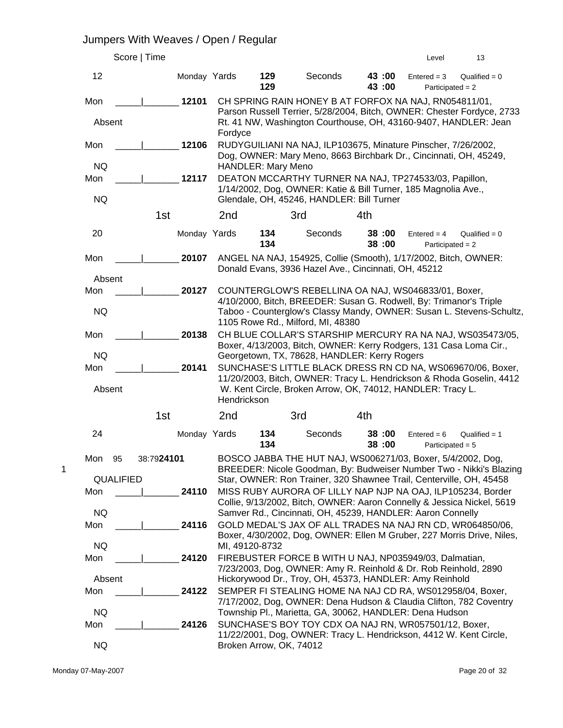# Jumpers With Weaves / Open / Regular

Score | Time　　　　Level 13

**12** — Monday Yards **129** / **129** — Seconds **43 :00** / **43 :00** — Entered = 3　Qualified = 0　Participated = 2

| | | | |
|---|---|---|---|
| Mon<br>Absent | _____\|_______ | 12101 | CH SPRING RAIN HONEY B AT FORFOX NA NAJ, RN054811/01, Parson Russell Terrier, 5/28/2004, Bitch, OWNER: Chester Fordyce, 2733 Rt. 41 NW, Washington Courthouse, OH, 43160-9407, HANDLER: Jean Fordyce |
| Mon<br>NQ | _____\|_______ | 12106 | RUDYGUILIANI NA NAJ, ILP103675, Minature Pinscher, 7/26/2002, Dog, OWNER: Mary Meno, 8663 Birchbark Dr., Cincinnati, OH, 45249, HANDLER: Mary Meno |
| Mon<br>NQ | _____\|_______ | 12117 | DEATON MCCARTHY TURNER NA NAJ, TP274533/03, Papillon, 1/14/2002, Dog, OWNER: Katie & Bill Turner, 185 Magnolia Ave., Glendale, OH, 45246, HANDLER: Bill Turner |

1st　　2nd　　3rd　　4th

**20** — Monday Yards **134** / **134** — Seconds **38 :00** / **38 :00** — Entered = 4　Qualified = 0　Participated = 2

| | | | |
|---|---|---|---|
| Mon<br>Absent | _____\|_______ | 20107 | ANGEL NA NAJ, 154925, Collie (Smooth), 1/17/2002, Bitch, OWNER: Donald Evans, 3936 Hazel Ave., Cincinnati, OH, 45212 |
| Mon<br>NQ | _____\|_______ | 20127 | COUNTERGLOW'S REBELLINA OA NAJ, WS046833/01, Boxer, 4/10/2000, Bitch, BREEDER: Susan G. Rodwell, By: Trimanor's Triple Taboo - Counterglow's Classy Mandy, OWNER: Susan L. Stevens-Schultz, 1105 Rowe Rd., Milford, MI, 48380 |
| Mon<br>NQ | _____\|_______ | 20138 | CH BLUE COLLAR'S STARSHIP MERCURY RA NA NAJ, WS035473/05, Boxer, 4/13/2003, Bitch, OWNER: Kerry Rodgers, 131 Casa Loma Cir., Georgetown, TX, 78628, HANDLER: Kerry Rogers |
| Mon<br>Absent | _____\|_______ | 20141 | SUNCHASE'S LITTLE BLACK DRESS RN CD NA, WS069670/06, Boxer, 11/20/2003, Bitch, OWNER: Tracy L. Hendrickson & Rhoda Goselin, 4412 W. Kent Circle, Broken Arrow, OK, 74012, HANDLER: Tracy L. Hendrickson |

1st　　2nd　　3rd　　4th

**24** — Monday Yards **134** / **134** — Seconds **38 :00** / **38 :00** — Entered = 6　Qualified = 1　Participated = 5

| | | | | |
|---|---|---|---|---|
| 1 | Mon<br>QUALIFIED | 95　38:79 | 24101 | BOSCO JABBA THE HUT NAJ, WS006271/03, Boxer, 5/4/2002, Dog, BREEDER: Nicole Goodman, By: Budweiser Number Two - Nikki's Blazing Star, OWNER: Ron Trainer, 320 Shawnee Trail, Centerville, OH, 45458 |
| | Mon<br>NQ | _____\|_______ | 24110 | MISS RUBY AURORA OF LILLY NAP NJP NA OAJ, ILP105234, Border Collie, 9/13/2002, Bitch, OWNER: Aaron Connelly & Jessica Nickel, 5619 Samver Rd., Cincinnati, OH, 45239, HANDLER: Aaron Connelly |
| | Mon<br>NQ | _____\|_______ | 24116 | GOLD MEDAL'S JAX OF ALL TRADES NA NAJ RN CD, WR064850/06, Boxer, 4/30/2002, Dog, OWNER: Ellen M Gruber, 227 Morris Drive, Niles, MI, 49120-8732 |
| | Mon<br>Absent | _____\|_______ | 24120 | FIREBUSTER FORCE B WITH U NAJ, NP035949/03, Dalmatian, 7/23/2003, Dog, OWNER: Amy R. Reinhold & Dr. Rob Reinhold, 2890 Hickorywood Dr., Troy, OH, 45373, HANDLER: Amy Reinhold |
| | Mon<br>NQ | _____\|_______ | 24122 | SEMPER FI STEALING HOME NA NAJ CD RA, WS012958/04, Boxer, 7/17/2002, Dog, OWNER: Dena Hudson & Claudia Clifton, 782 Coventry Township Pl., Marietta, GA, 30062, HANDLER: Dena Hudson |
| | Mon<br>NQ | _____\|_______ | 24126 | SUNCHASE'S BOY TOY CDX OA NAJ RN, WR057501/12, Boxer, 11/22/2001, Dog, OWNER: Tracy L. Hendrickson, 4412 W. Kent Circle, Broken Arrow, OK, 74012 |

Monday 07-May-2007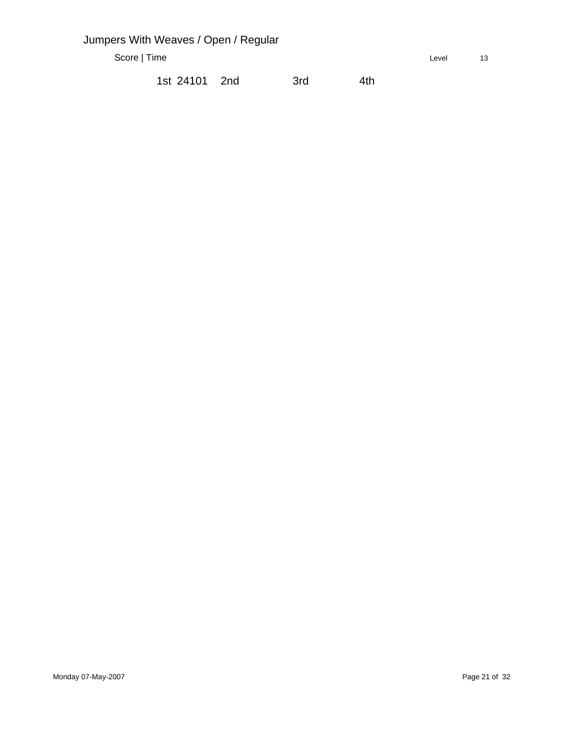## Jumpers With Weaves / Open / Regular

Score | Time Level 13

| 1st | 24101 | 2nd | | 3rd | | 4th | |
|---|---|---|---|---|---|---|---|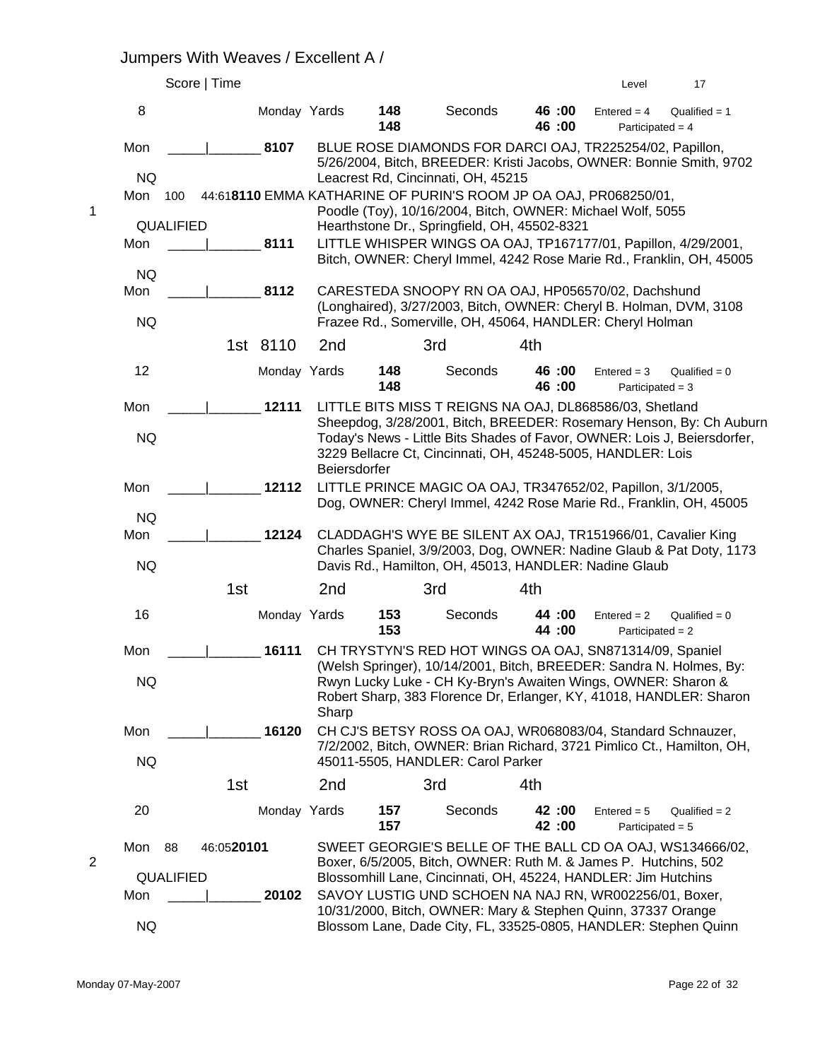## Jumpers With Weaves / Excellent A /

Score | Time — Level 17

### 8

Monday Yards 148 / 148 — Seconds 46 :00 / 46 :00 — Entered = 4 — Qualified = 1 — Participated = 4

| Place | Day | Score | Time | Armband | Entry |
|---|---|---|---|---|---|
| | Mon NQ | _____ | _______ | 8107 | BLUE ROSE DIAMONDS FOR DARCI OAJ, TR225254/02, Papillon, 5/26/2004, Bitch, BREEDER: Kristi Jacobs, OWNER: Bonnie Smith, 9702 Leacrest Rd, Cincinnati, OH, 45215 |
| 1 | Mon QUALIFIED | 100 | 44:61 | **8110** | EMMA KATHARINE OF PURIN'S ROOM JP OA OAJ, PR068250/01, Poodle (Toy), 10/16/2004, Bitch, OWNER: Michael Wolf, 5055 Hearthstone Dr., Springfield, OH, 45502-8321 |
| | Mon NQ | _____ | _______ | 8111 | LITTLE WHISPER WINGS OA OAJ, TP167177/01, Papillon, 4/29/2001, Bitch, OWNER: Cheryl Immel, 4242 Rose Marie Rd., Franklin, OH, 45005 |
| | Mon NQ | _____ | _______ | 8112 | CARESTEDA SNOOPY RN OA OAJ, HP056570/02, Dachshund (Longhaired), 3/27/2003, Bitch, OWNER: Cheryl B. Holman, DVM, 3108 Frazee Rd., Somerville, OH, 45064, HANDLER: Cheryl Holman |

1st 8110 — 2nd — 3rd — 4th

### 12

Monday Yards 148 / 148 — Seconds 46 :00 / 46 :00 — Entered = 3 — Qualified = 0 — Participated = 3

| Place | Day | Score | Time | Armband | Entry |
|---|---|---|---|---|---|
| | Mon NQ | _____ | _______ | 12111 | LITTLE BITS MISS T REIGNS NA OAJ, DL868586/03, Shetland Sheepdog, 3/28/2001, Bitch, BREEDER: Rosemary Henson, By: Ch Auburn Today's News - Little Bits Shades of Favor, OWNER: Lois J, Beiersdorfer, 3229 Bellacre Ct, Cincinnati, OH, 45248-5005, HANDLER: Lois Beiersdorfer |
| | Mon NQ | _____ | _______ | 12112 | LITTLE PRINCE MAGIC OA OAJ, TR347652/02, Papillon, 3/1/2005, Dog, OWNER: Cheryl Immel, 4242 Rose Marie Rd., Franklin, OH, 45005 |
| | Mon NQ | _____ | _______ | 12124 | CLADDAGH'S WYE BE SILENT AX OAJ, TR151966/01, Cavalier King Charles Spaniel, 3/9/2003, Dog, OWNER: Nadine Glaub & Pat Doty, 1173 Davis Rd., Hamilton, OH, 45013, HANDLER: Nadine Glaub |

1st — 2nd — 3rd — 4th

### 16

Monday Yards 153 / 153 — Seconds 44 :00 / 44 :00 — Entered = 2 — Qualified = 0 — Participated = 2

| Place | Day | Score | Time | Armband | Entry |
|---|---|---|---|---|---|
| | Mon NQ | _____ | _______ | 16111 | CH TRYSTYN'S RED HOT WINGS OA OAJ, SN871314/09, Spaniel (Welsh Springer), 10/14/2001, Bitch, BREEDER: Sandra N. Holmes, By: Rwyn Lucky Luke - CH Ky-Bryn's Awaiten Wings, OWNER: Sharon & Robert Sharp, 383 Florence Dr, Erlanger, KY, 41018, HANDLER: Sharon Sharp |
| | Mon NQ | _____ | _______ | 16120 | CH CJ'S BETSY ROSS OA OAJ, WR068083/04, Standard Schnauzer, 7/2/2002, Bitch, OWNER: Brian Richard, 3721 Pimlico Ct., Hamilton, OH, 45011-5505, HANDLER: Carol Parker |

1st — 2nd — 3rd — 4th

### 20

Monday Yards 157 / 157 — Seconds 42 :00 / 42 :00 — Entered = 5 — Qualified = 2 — Participated = 5

| Place | Day | Score | Time | Armband | Entry |
|---|---|---|---|---|---|
| 2 | Mon QUALIFIED | 88 | 46:05 | **20101** | SWEET GEORGIE'S BELLE OF THE BALL CD OA OAJ, WS134666/02, Boxer, 6/5/2005, Bitch, OWNER: Ruth M. & James P. Hutchins, 502 Blossomhill Lane, Cincinnati, OH, 45224, HANDLER: Jim Hutchins |
| | Mon NQ | _____ | _______ | 20102 | SAVOY LUSTIG UND SCHOEN NA NAJ RN, WR002256/01, Boxer, 10/31/2000, Bitch, OWNER: Mary & Stephen Quinn, 37337 Orange Blossom Lane, Dade City, FL, 33525-0805, HANDLER: Stephen Quinn |

Monday 07-May-2007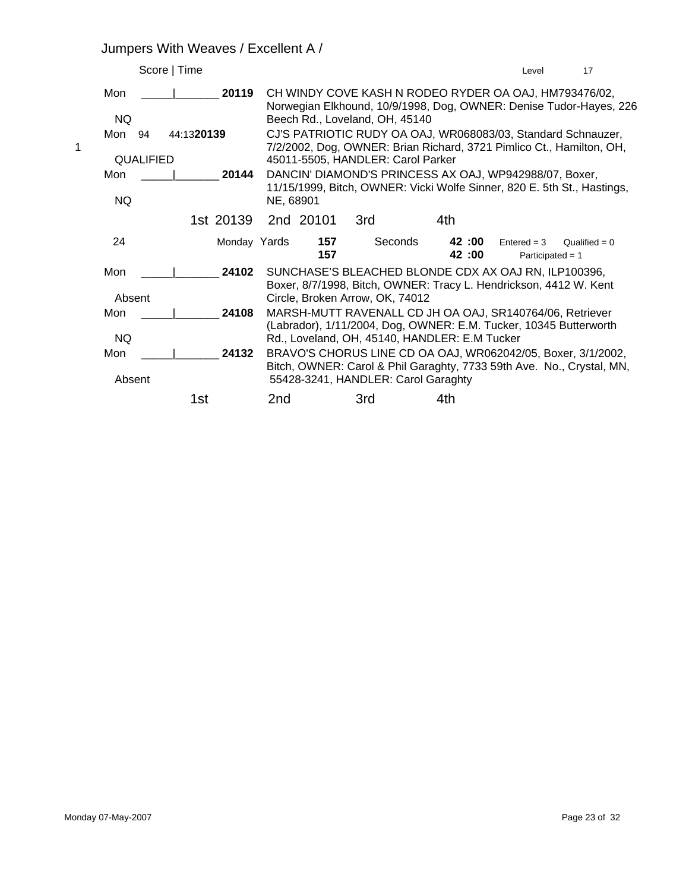## Jumpers With Weaves / Excellent A /

Score | Time　　　　　　　　　　　　　　　　　　　　　　　　　　　　Level　　17

| Place | Day / Result | Score \| Time | Armband | Entry |
|---|---|---|---|---|
| | Mon NQ | _____\|_______ | **20119** | CH WINDY COVE KASH N RODEO RYDER OA OAJ, HM793476/02, Norwegian Elkhound, 10/9/1998, Dog, OWNER: Denise Tudor-Hayes, 226 Beech Rd., Loveland, OH, 45140 |
| 1 | Mon QUALIFIED | 94　44:13 | **20139** | CJ'S PATRIOTIC RUDY OA OAJ, WR068083/03, Standard Schnauzer, 7/2/2002, Dog, OWNER: Brian Richard, 3721 Pimlico Ct., Hamilton, OH, 45011-5505, HANDLER: Carol Parker |
| | Mon NQ | _____\|_______ | **20144** | DANCIN' DIAMOND'S PRINCESS AX OAJ, WP942988/07, Boxer, 11/15/1999, Bitch, OWNER: Vicki Wolfe Sinner, 820 E. 5th St., Hastings, NE, 68901 |

1st 20139　2nd 20101　3rd　4th

24　Monday Yards **157** / **157**　Seconds **42 :00** / **42 :00**　Entered = 3　Qualified = 0　Participated = 1

| Place | Day / Result | Score \| Time | Armband | Entry |
|---|---|---|---|---|
| | Mon Absent | _____\|_______ | **24102** | SUNCHASE'S BLEACHED BLONDE CDX AX OAJ RN, ILP100396, Boxer, 8/7/1998, Bitch, OWNER: Tracy L. Hendrickson, 4412 W. Kent Circle, Broken Arrow, OK, 74012 |
| | Mon NQ | _____\|_______ | **24108** | MARSH-MUTT RAVENALL CD JH OA OAJ, SR140764/06, Retriever (Labrador), 1/11/2004, Dog, OWNER: E.M. Tucker, 10345 Butterworth Rd., Loveland, OH, 45140, HANDLER: E.M Tucker |
| | Mon Absent | _____\|_______ | **24132** | BRAVO'S CHORUS LINE CD OA OAJ, WR062042/05, Boxer, 3/1/2002, Bitch, OWNER: Carol & Phil Garaghty, 7733 59th Ave. No., Crystal, MN, 55428-3241, HANDLER: Carol Garaghty |

1st　2nd　3rd　4th

Monday 07-May-2007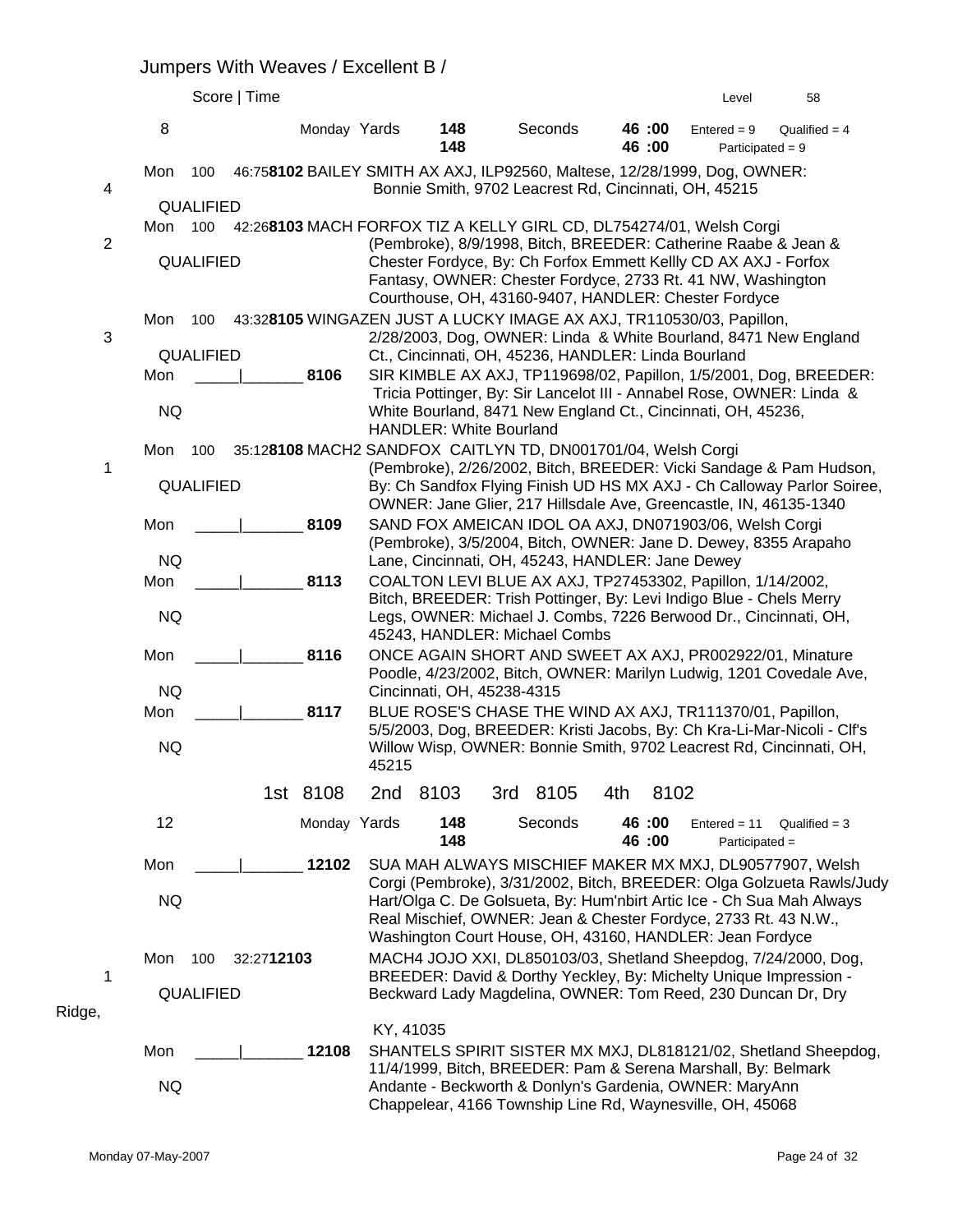## Jumpers With Weaves / Excellent B /

Score | Time — Level 58

**8** — Monday Yards 148 / 148 — Seconds 46 :00 / 46 :00 — Entered = 9, Qualified = 4, Participated = 9

| Place | Day | Score | Time | Armband | Entry |
|---|---|---|---|---|---|
| 4 | Mon | 100 | 46:75 | **8102** | BAILEY SMITH AX AXJ, ILP92560, Maltese, 12/28/1999, Dog, OWNER: Bonnie Smith, 9702 Leacrest Rd, Cincinnati, OH, 45215 |
| | QUALIFIED | | | | |
| 2 | Mon | 100 | 42:26 | **8103** | MACH FORFOX TIZ A KELLY GIRL CD, DL754274/01, Welsh Corgi (Pembroke), 8/9/1998, Bitch, BREEDER: Catherine Raabe & Jean & Chester Fordyce, By: Ch Forfox Emmett Kellly CD AX AXJ - Forfox Fantasy, OWNER: Chester Fordyce, 2733 Rt. 41 NW, Washington Courthouse, OH, 43160-9407, HANDLER: Chester Fordyce |
| | QUALIFIED | | | | |
| 3 | Mon | 100 | 43:32 | **8105** | WINGAZEN JUST A LUCKY IMAGE AX AXJ, TR110530/03, Papillon, 2/28/2003, Dog, OWNER: Linda & White Bourland, 8471 New England Ct., Cincinnati, OH, 45236, HANDLER: Linda Bourland |
| | QUALIFIED | | | | |
| | Mon | _____ | _______ | 8106 | SIR KIMBLE AX AXJ, TP119698/02, Papillon, 1/5/2001, Dog, BREEDER: Tricia Pottinger, By: Sir Lancelot III - Annabel Rose, OWNER: Linda & White Bourland, 8471 New England Ct., Cincinnati, OH, 45236, HANDLER: White Bourland |
| | NQ | | | | |
| 1 | Mon | 100 | 35:12 | **8108** | MACH2 SANDFOX CAITLYN TD, DN001701/04, Welsh Corgi (Pembroke), 2/26/2002, Bitch, BREEDER: Vicki Sandage & Pam Hudson, By: Ch Sandfox Flying Finish UD HS MX AXJ - Ch Calloway Parlor Soiree, OWNER: Jane Glier, 217 Hillsdale Ave, Greencastle, IN, 46135-1340 |
| | QUALIFIED | | | | |
| | Mon | _____ | _______ | 8109 | SAND FOX AMEICAN IDOL OA AXJ, DN071903/06, Welsh Corgi (Pembroke), 3/5/2004, Bitch, OWNER: Jane D. Dewey, 8355 Arapaho Lane, Cincinnati, OH, 45243, HANDLER: Jane Dewey |
| | NQ | | | | |
| | Mon | _____ | _______ | 8113 | COALTON LEVI BLUE AX AXJ, TP27453302, Papillon, 1/14/2002, Bitch, BREEDER: Trish Pottinger, By: Levi Indigo Blue - Chels Merry Legs, OWNER: Michael J. Combs, 7226 Berwood Dr., Cincinnati, OH, 45243, HANDLER: Michael Combs |
| | NQ | | | | |
| | Mon | _____ | _______ | 8116 | ONCE AGAIN SHORT AND SWEET AX AXJ, PR002922/01, Minature Poodle, 4/23/2002, Bitch, OWNER: Marilyn Ludwig, 1201 Covedale Ave, Cincinnati, OH, 45238-4315 |
| | NQ | | | | |
| | Mon | _____ | _______ | 8117 | BLUE ROSE'S CHASE THE WIND AX AXJ, TR111370/01, Papillon, 5/5/2003, Dog, BREEDER: Kristi Jacobs, By: Ch Kra-Li-Mar-Nicoli - Clf's Willow Wisp, OWNER: Bonnie Smith, 9702 Leacrest Rd, Cincinnati, OH, 45215 |
| | NQ | | | | |

1st 8108 — 2nd 8103 — 3rd 8105 — 4th 8102

**12** — Monday Yards 148 / 148 — Seconds 46 :00 / 46 :00 — Entered = 11, Qualified = 3, Participated =

| Place | Day | Score | Time | Armband | Entry |
|---|---|---|---|---|---|
| | Mon | _____ | _______ | 12102 | SUA MAH ALWAYS MISCHIEF MAKER MX MXJ, DL90577907, Welsh Corgi (Pembroke), 3/31/2002, Bitch, BREEDER: Olga Golzueta Rawls/Judy Hart/Olga C. De Golsueta, By: Hum'nbirt Artic Ice - Ch Sua Mah Always Real Mischief, OWNER: Jean & Chester Fordyce, 2733 Rt. 43 N.W., Washington Court House, OH, 43160, HANDLER: Jean Fordyce |
| | NQ | | | | |
| 1 | Mon | 100 | 32:27 | **12103** | MACH4 JOJO XXI, DL850103/03, Shetland Sheepdog, 7/24/2000, Dog, BREEDER: David & Dorthy Yeckley, By: Michelty Unique Impression - Beckward Lady Magdelina, OWNER: Tom Reed, 230 Duncan Dr, Dry Ridge, KY, 41035 |
| | QUALIFIED | | | | |
| | Mon | _____ | _______ | 12108 | SHANTELS SPIRIT SISTER MX MXJ, DL818121/02, Shetland Sheepdog, 11/4/1999, Bitch, BREEDER: Pam & Serena Marshall, By: Belmark Andante - Beckworth & Donlyn's Gardenia, OWNER: MaryAnn Chappelear, 4166 Township Line Rd, Waynesville, OH, 45068 |
| | NQ | | | | |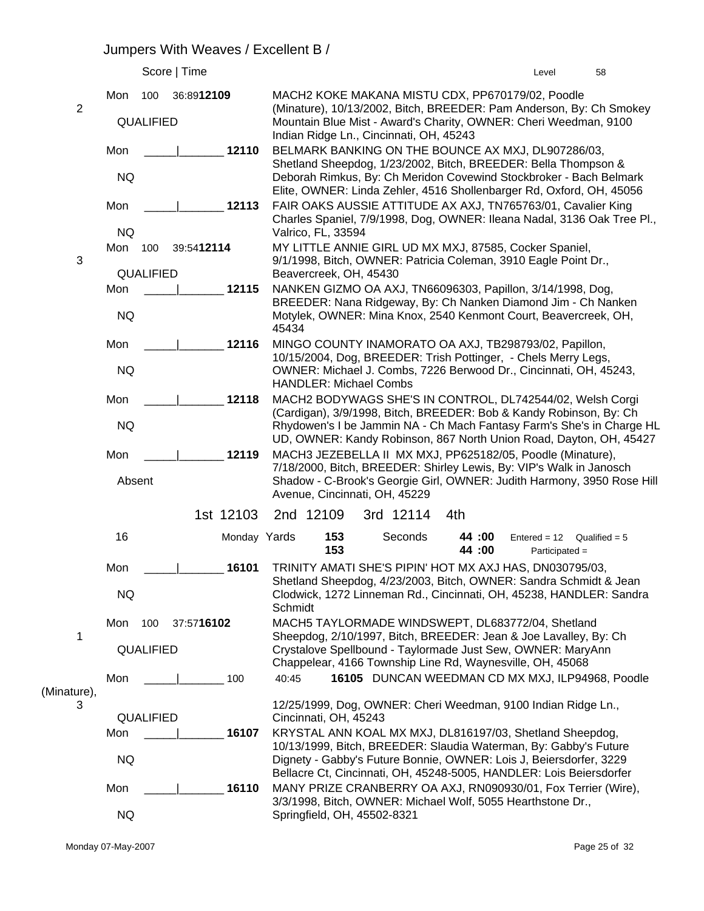Jumpers With Weaves / Excellent B /

| Place | Score \| Time | Armband | Entry | Level 58 |
|---|---|---|---|---|
| 2 | Mon 100 36:89 QUALIFIED | **12109** | MACH2 KOKE MAKANA MISTU CDX, PP670179/02, Poodle (Minature), 10/13/2002, Bitch, BREEDER: Pam Anderson, By: Ch Smokey Mountain Blue Mist - Award's Charity, OWNER: Cheri Weedman, 9100 Indian Ridge Ln., Cincinnati, OH, 45243 | |
| | Mon \_\_\_\_\_\|\_\_\_\_\_\_\_ NQ | **12110** | BELMARK BANKING ON THE BOUNCE AX MXJ, DL907286/03, Shetland Sheepdog, 1/23/2002, Bitch, BREEDER: Bella Thompson & Deborah Rimkus, By: Ch Meridon Covewind Stockbroker - Bach Belmark Elite, OWNER: Linda Zehler, 4516 Shollenbarger Rd, Oxford, OH, 45056 | |
| | Mon \_\_\_\_\_\|\_\_\_\_\_\_\_ NQ | **12113** | FAIR OAKS AUSSIE ATTITUDE AX AXJ, TN765763/01, Cavalier King Charles Spaniel, 7/9/1998, Dog, OWNER: Ileana Nadal, 3136 Oak Tree Pl., Valrico, FL, 33594 | |
| 3 | Mon 100 39:54 QUALIFIED | **12114** | MY LITTLE ANNIE GIRL UD MX MXJ, 87585, Cocker Spaniel, 9/1/1998, Bitch, OWNER: Patricia Coleman, 3910 Eagle Point Dr., Beavercreek, OH, 45430 | |
| | Mon \_\_\_\_\_\|\_\_\_\_\_\_\_ NQ | **12115** | NANKEN GIZMO OA AXJ, TN66096303, Papillon, 3/14/1998, Dog, BREEDER: Nana Ridgeway, By: Ch Nanken Diamond Jim - Ch Nanken Motylek, OWNER: Mina Knox, 2540 Kenmont Court, Beavercreek, OH, 45434 | |
| | Mon \_\_\_\_\_\|\_\_\_\_\_\_\_ NQ | **12116** | MINGO COUNTY INAMORATO OA AXJ, TB298793/02, Papillon, 10/15/2004, Dog, BREEDER: Trish Pottinger, - Chels Merry Legs, OWNER: Michael J. Combs, 7226 Berwood Dr., Cincinnati, OH, 45243, HANDLER: Michael Combs | |
| | Mon \_\_\_\_\_\|\_\_\_\_\_\_\_ NQ | **12118** | MACH2 BODYWAGS SHE'S IN CONTROL, DL742544/02, Welsh Corgi (Cardigan), 3/9/1998, Bitch, BREEDER: Bob & Kandy Robinson, By: Ch Rhydowen's I be Jammin NA - Ch Mach Fantasy Farm's She's in Charge HL UD, OWNER: Kandy Robinson, 867 North Union Road, Dayton, OH, 45427 | |
| | Mon \_\_\_\_\_\|\_\_\_\_\_\_\_ Absent | **12119** | MACH3 JEZEBELLA II MX MXJ, PP625182/05, Poodle (Minature), 7/18/2000, Bitch, BREEDER: Shirley Lewis, By: VIP's Walk in Janosch Shadow - C-Brook's Georgie Girl, OWNER: Judith Harmony, 3950 Rose Hill Avenue, Cincinnati, OH, 45229 | |

1st 12103 2nd 12109 3rd 12114 4th

16 Monday Yards **153** / **153** Seconds **44 :00** / **44 :00** Entered = 12 Qualified = 5 Participated =

| Place | Score \| Time | Armband | Entry |
|---|---|---|---|
| | Mon \_\_\_\_\_\|\_\_\_\_\_\_\_ NQ | **16101** | TRINITY AMATI SHE'S PIPIN' HOT MX AXJ HAS, DN030795/03, Shetland Sheepdog, 4/23/2003, Bitch, OWNER: Sandra Schmidt & Jean Clodwick, 1272 Linneman Rd., Cincinnati, OH, 45238, HANDLER: Sandra Schmidt |
| 1 | Mon 100 37:57 QUALIFIED | **16102** | MACH5 TAYLORMADE WINDSWEPT, DL683772/04, Shetland Sheepdog, 2/10/1997, Bitch, BREEDER: Jean & Joe Lavalley, By: Ch Crystalove Spellbound - Taylormade Just Sew, OWNER: MaryAnn Chappelear, 4166 Township Line Rd, Waynesville, OH, 45068 |
| 3 | Mon \_\_\_\_\_\|\_\_\_\_\_\_\_ 100 40:45 QUALIFIED | **16105** | DUNCAN WEEDMAN CD MX MXJ, ILP94968, Poodle (Miniature), 12/25/1999, Dog, OWNER: Cheri Weedman, 9100 Indian Ridge Ln., Cincinnati, OH, 45243 |
| | Mon \_\_\_\_\_\|\_\_\_\_\_\_\_ NQ | **16107** | KRYSTAL ANN KOAL MX MXJ, DL816197/03, Shetland Sheepdog, 10/13/1999, Bitch, BREEDER: Slaudia Waterman, By: Gabby's Future Dignety - Gabby's Future Bonnie, OWNER: Lois J, Beiersdorfer, 3229 Bellacre Ct, Cincinnati, OH, 45248-5005, HANDLER: Lois Beiersdorfer |
| | Mon \_\_\_\_\_\|\_\_\_\_\_\_\_ NQ | **16110** | MANY PRIZE CRANBERRY OA AXJ, RN090930/01, Fox Terrier (Wire), 3/3/1998, Bitch, OWNER: Michael Wolf, 5055 Hearthstone Dr., Springfield, OH, 45502-8321 |

Monday 07-May-2007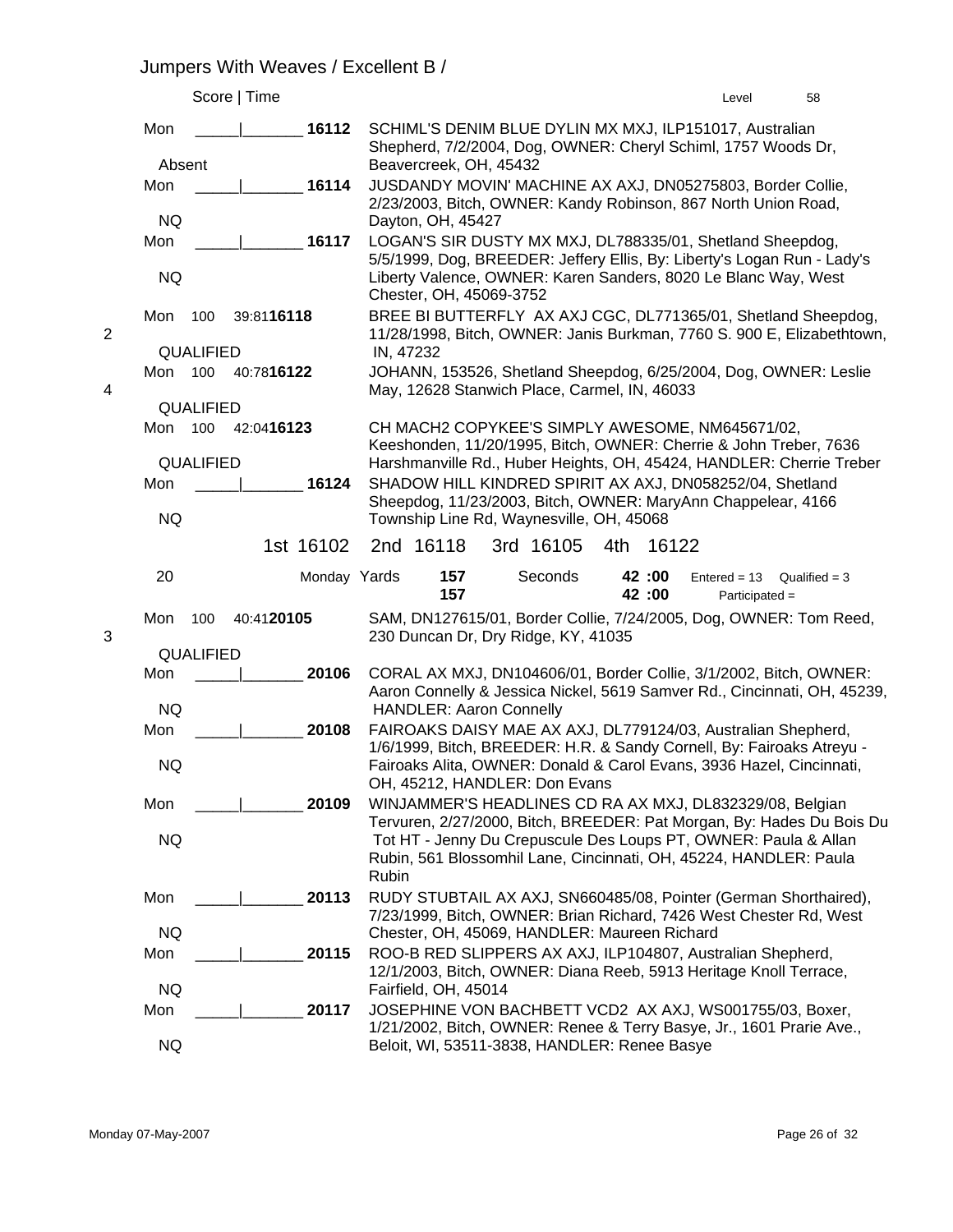## Jumpers With Weaves / Excellent B /

Score | Time — Level 58

Mon \_\_\_\_\_|\_\_\_\_\_\_\_ **16112** SCHIML'S DENIM BLUE DYLIN MX MXJ, ILP151017, Australian Shepherd, 7/2/2004, Dog, OWNER: Cheryl Schiml, 1757 Woods Dr, Beavercreek, OH, 45432
Absent

Mon \_\_\_\_\_|\_\_\_\_\_\_\_ **16114** JUSDANDY MOVIN' MACHINE AX AXJ, DN05275803, Border Collie, 2/23/2003, Bitch, OWNER: Kandy Robinson, 867 North Union Road, Dayton, OH, 45427
NQ

Mon \_\_\_\_\_|\_\_\_\_\_\_\_ **16117** LOGAN'S SIR DUSTY MX MXJ, DL788335/01, Shetland Sheepdog, 5/5/1999, Dog, BREEDER: Jeffery Ellis, By: Liberty's Logan Run - Lady's Liberty Valence, OWNER: Karen Sanders, 8020 Le Blanc Way, West Chester, OH, 45069-3752
NQ

2 Mon 100 39:81 **16118** BREE BI BUTTERFLY AX AXJ CGC, DL771365/01, Shetland Sheepdog, 11/28/1998, Bitch, OWNER: Janis Burkman, 7760 S. 900 E, Elizabethtown, IN, 47232
QUALIFIED

4 Mon 100 40:78 **16122** JOHANN, 153526, Shetland Sheepdog, 6/25/2004, Dog, OWNER: Leslie May, 12628 Stanwich Place, Carmel, IN, 46033
QUALIFIED

Mon 100 42:04 **16123** CH MACH2 COPYKEE'S SIMPLY AWESOME, NM645671/02, Keeshonden, 11/20/1995, Bitch, OWNER: Cherrie & John Treber, 7636 Harshmanville Rd., Huber Heights, OH, 45424, HANDLER: Cherrie Treber
QUALIFIED

Mon \_\_\_\_\_|\_\_\_\_\_\_\_ **16124** SHADOW HILL KINDRED SPIRIT AX AXJ, DN058252/04, Shetland Sheepdog, 11/23/2003, Bitch, OWNER: MaryAnn Chappelear, 4166 Township Line Rd, Waynesville, OH, 45068
NQ

1st 16102 2nd 16118 3rd 16105 4th 16122

| 20 | Monday Yards | 157 | Seconds | 42 :00 | Entered = 13 | Qualified = 3 |
|---|---|---|---|---|---|---|
| | | 157 | | 42 :00 | Participated = | |

3 Mon 100 40:41 **20105** SAM, DN127615/01, Border Collie, 7/24/2005, Dog, OWNER: Tom Reed, 230 Duncan Dr, Dry Ridge, KY, 41035
QUALIFIED

Mon \_\_\_\_\_|\_\_\_\_\_\_\_ **20106** CORAL AX MXJ, DN104606/01, Border Collie, 3/1/2002, Bitch, OWNER: Aaron Connelly & Jessica Nickel, 5619 Samver Rd., Cincinnati, OH, 45239, HANDLER: Aaron Connelly
NQ

Mon \_\_\_\_\_|\_\_\_\_\_\_\_ **20108** FAIROAKS DAISY MAE AX AXJ, DL779124/03, Australian Shepherd, 1/6/1999, Bitch, BREEDER: H.R. & Sandy Cornell, By: Fairoaks Atreyu - Fairoaks Alita, OWNER: Donald & Carol Evans, 3936 Hazel, Cincinnati, OH, 45212, HANDLER: Don Evans
NQ

Mon \_\_\_\_\_|\_\_\_\_\_\_\_ **20109** WINJAMMER'S HEADLINES CD RA AX MXJ, DL832329/08, Belgian Tervuren, 2/27/2000, Bitch, BREEDER: Pat Morgan, By: Hades Du Bois Du Tot HT - Jenny Du Crepuscule Des Loups PT, OWNER: Paula & Allan Rubin, 561 Blossomhil Lane, Cincinnati, OH, 45224, HANDLER: Paula Rubin
NQ

Mon \_\_\_\_\_|\_\_\_\_\_\_\_ **20113** RUDY STUBTAIL AX AXJ, SN660485/08, Pointer (German Shorthaired), 7/23/1999, Bitch, OWNER: Brian Richard, 7426 West Chester Rd, West Chester, OH, 45069, HANDLER: Maureen Richard
NQ

Mon \_\_\_\_\_|\_\_\_\_\_\_\_ **20115** ROO-B RED SLIPPERS AX AXJ, ILP104807, Australian Shepherd, 12/1/2003, Bitch, OWNER: Diana Reeb, 5913 Heritage Knoll Terrace, Fairfield, OH, 45014
NQ

Mon \_\_\_\_\_|\_\_\_\_\_\_\_ **20117** JOSEPHINE VON BACHBETT VCD2 AX AXJ, WS001755/03, Boxer, 1/21/2002, Bitch, OWNER: Renee & Terry Basye, Jr., 1601 Prarie Ave., Beloit, WI, 53511-3838, HANDLER: Renee Basye
NQ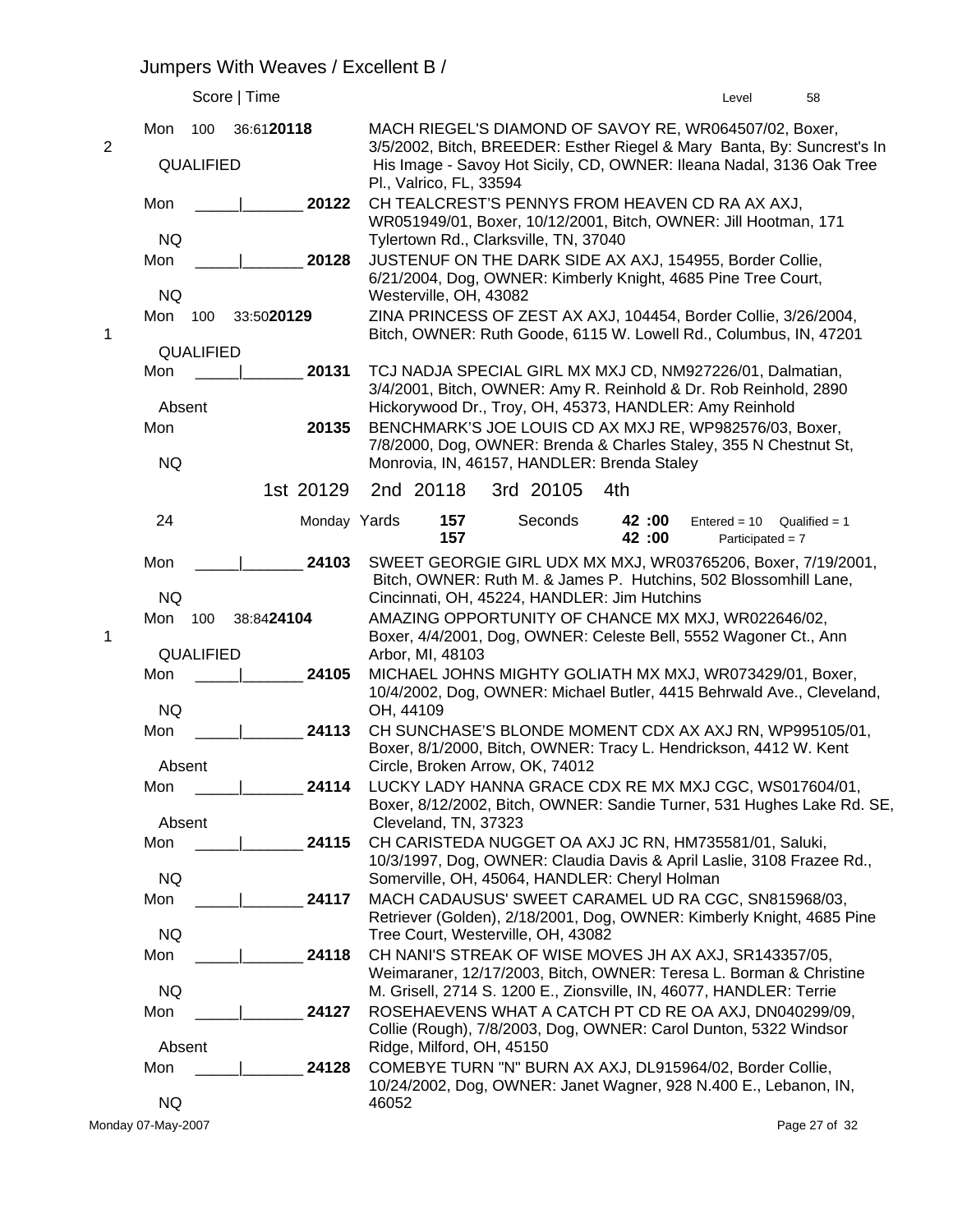## Jumpers With Weaves / Excellent B /

| Place | Day / Score / Time / Result | Armband | Dog / Owner | 
|---|---|---|---|
| | Score \| Time | | Level 58 |
| 2 | Mon 100 36:61 QUALIFIED | 20118 | MACH RIEGEL'S DIAMOND OF SAVOY RE, WR064507/02, Boxer, 3/5/2002, Bitch, BREEDER: Esther Riegel & Mary Banta, By: Suncrest's In His Image - Savoy Hot Sicily, CD, OWNER: Ileana Nadal, 3136 Oak Tree Pl., Valrico, FL, 33594 |
| | Mon _____\|_______ NQ | 20122 | CH TEALCREST'S PENNYS FROM HEAVEN CD RA AX AXJ, WR051949/01, Boxer, 10/12/2001, Bitch, OWNER: Jill Hootman, 171 Tylertown Rd., Clarksville, TN, 37040 |
| | Mon _____\|_______ NQ | 20128 | JUSTENUF ON THE DARK SIDE AX AXJ, 154955, Border Collie, 6/21/2004, Dog, OWNER: Kimberly Knight, 4685 Pine Tree Court, Westerville, OH, 43082 |
| 1 | Mon 100 33:50 QUALIFIED | 20129 | ZINA PRINCESS OF ZEST AX AXJ, 104454, Border Collie, 3/26/2004, Bitch, OWNER: Ruth Goode, 6115 W. Lowell Rd., Columbus, IN, 47201 |
| | Mon _____\|_______ Absent | 20131 | TCJ NADJA SPECIAL GIRL MX MXJ CD, NM927226/01, Dalmatian, 3/4/2001, Bitch, OWNER: Amy R. Reinhold & Dr. Rob Reinhold, 2890 Hickorywood Dr., Troy, OH, 45373, HANDLER: Amy Reinhold |
| | Mon NQ | 20135 | BENCHMARK'S JOE LOUIS CD AX MXJ RE, WP982576/03, Boxer, 7/8/2000, Dog, OWNER: Brenda & Charles Staley, 355 N Chestnut St, Monrovia, IN, 46157, HANDLER: Brenda Staley |

1st 20129   2nd 20118   3rd 20105   4th

| 24 | Monday Yards | 157 / 157 | Seconds | 42 :00 / 42 :00 | Entered = 10 | Qualified = 1 | Participated = 7 |
|---|---|---|---|---|---|---|---|

| Place | Day / Score / Time / Result | Armband | Dog / Owner |
|---|---|---|---|
| | Mon _____\|_______ NQ | 24103 | SWEET GEORGIE GIRL UDX MX MXJ, WR03765206, Boxer, 7/19/2001, Bitch, OWNER: Ruth M. & James P. Hutchins, 502 Blossomhill Lane, Cincinnati, OH, 45224, HANDLER: Jim Hutchins |
| 1 | Mon 100 38:84 QUALIFIED | 24104 | AMAZING OPPORTUNITY OF CHANCE MX MXJ, WR022646/02, Boxer, 4/4/2001, Dog, OWNER: Celeste Bell, 5552 Wagoner Ct., Ann Arbor, MI, 48103 |
| | Mon _____\|_______ NQ | 24105 | MICHAEL JOHNS MIGHTY GOLIATH MX MXJ, WR073429/01, Boxer, 10/4/2002, Dog, OWNER: Michael Butler, 4415 Behrwald Ave., Cleveland, OH, 44109 |
| | Mon _____\|_______ Absent | 24113 | CH SUNCHASE'S BLONDE MOMENT CDX AX AXJ RN, WP995105/01, Boxer, 8/1/2000, Bitch, OWNER: Tracy L. Hendrickson, 4412 W. Kent Circle, Broken Arrow, OK, 74012 |
| | Mon _____\|_______ Absent | 24114 | LUCKY LADY HANNA GRACE CDX RE MX MXJ CGC, WS017604/01, Boxer, 8/12/2002, Bitch, OWNER: Sandie Turner, 531 Hughes Lake Rd. SE, Cleveland, TN, 37323 |
| | Mon _____\|_______ NQ | 24115 | CH CARISTEDA NUGGET OA AXJ JC RN, HM735581/01, Saluki, 10/3/1997, Dog, OWNER: Claudia Davis & April Laslie, 3108 Frazee Rd., Somerville, OH, 45064, HANDLER: Cheryl Holman |
| | Mon _____\|_______ NQ | 24117 | MACH CADAUSUS' SWEET CARAMEL UD RA CGC, SN815968/03, Retriever (Golden), 2/18/2001, Dog, OWNER: Kimberly Knight, 4685 Pine Tree Court, Westerville, OH, 43082 |
| | Mon _____\|_______ NQ | 24118 | CH NANI'S STREAK OF WISE MOVES JH AX AXJ, SR143357/05, Weimaraner, 12/17/2003, Bitch, OWNER: Teresa L. Borman & Christine M. Grisell, 2714 S. 1200 E., Zionsville, IN, 46077, HANDLER: Terrie |
| | Mon _____\|_______ Absent | 24127 | ROSEHAEVENS WHAT A CATCH PT CD RE OA AXJ, DN040299/09, Collie (Rough), 7/8/2003, Dog, OWNER: Carol Dunton, 5322 Windsor Ridge, Milford, OH, 45150 |
| | Mon _____\|_______ NQ | 24128 | COMEBYE TURN "N" BURN AX AXJ, DL915964/02, Border Collie, 10/24/2002, Dog, OWNER: Janet Wagner, 928 N.400 E., Lebanon, IN, 46052 |

Monday 07-May-2007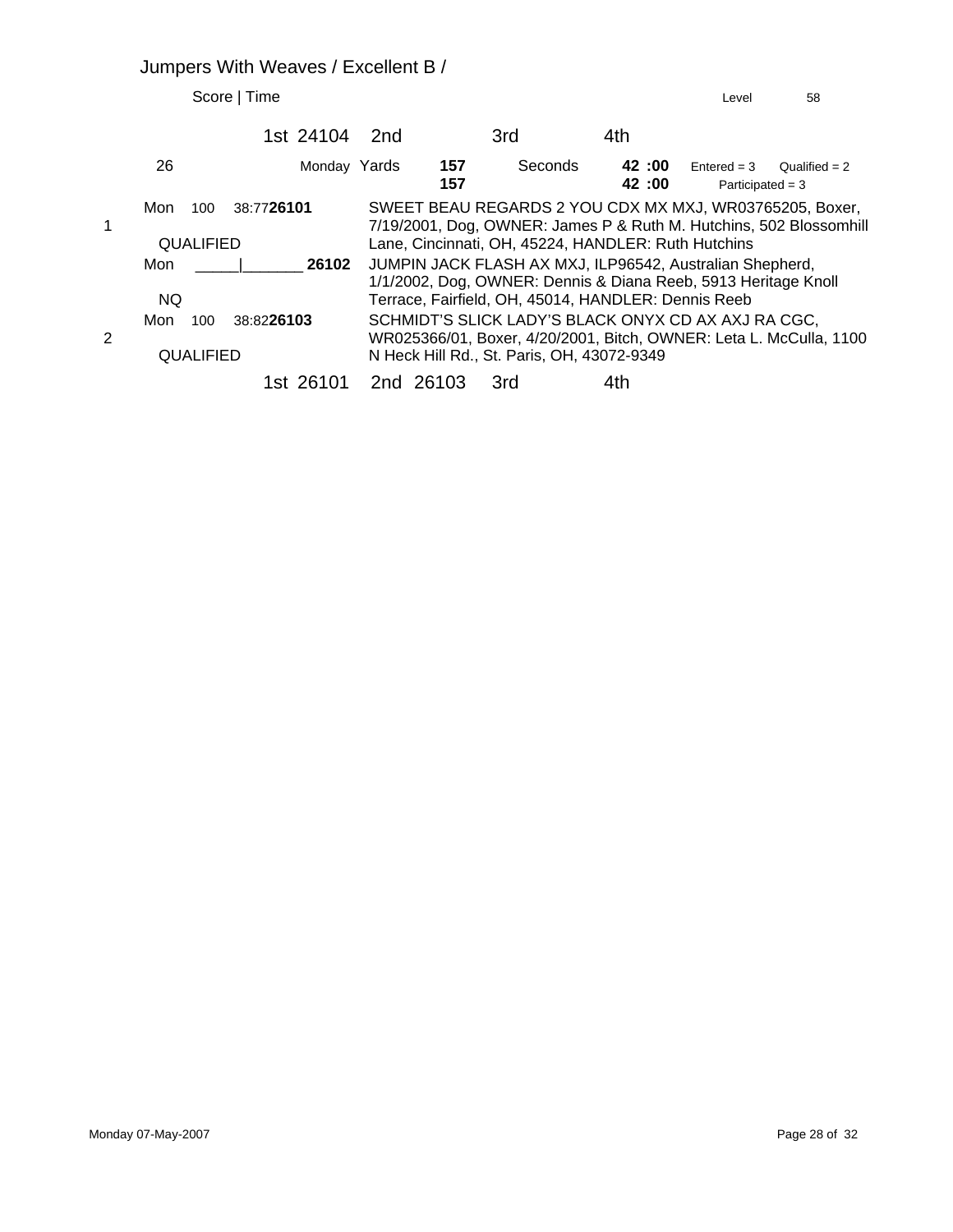## Jumpers With Weaves / Excellent B /

Score | Time Level 58

1st 24104 2nd 3rd 4th

26 Monday Yards **157** Seconds **42 :00** Entered = 3 Qualified = 2
**157** **42 :00** Participated = 3

| Place | Day | Score | Time | Armband | Dog / Owner / Handler |
|---|---|---|---|---|---|
| 1 | Mon QUALIFIED | 100 | 38:77 | **26101** | SWEET BEAU REGARDS 2 YOU CDX MX MXJ, WR03765205, Boxer, 7/19/2001, Dog, OWNER: James P & Ruth M. Hutchins, 502 Blossomhill Lane, Cincinnati, OH, 45224, HANDLER: Ruth Hutchins |
| | Mon NQ | _____ | _______ | **26102** | JUMPIN JACK FLASH AX MXJ, ILP96542, Australian Shepherd, 1/1/2002, Dog, OWNER: Dennis & Diana Reeb, 5913 Heritage Knoll Terrace, Fairfield, OH, 45014, HANDLER: Dennis Reeb |
| 2 | Mon QUALIFIED | 100 | 38:82 | **26103** | SCHMIDT'S SLICK LADY'S BLACK ONYX CD AX AXJ RA CGC, WR025366/01, Boxer, 4/20/2001, Bitch, OWNER: Leta L. McCulla, 1100 N Heck Hill Rd., St. Paris, OH, 43072-9349 |

1st 26101 2nd 26103 3rd 4th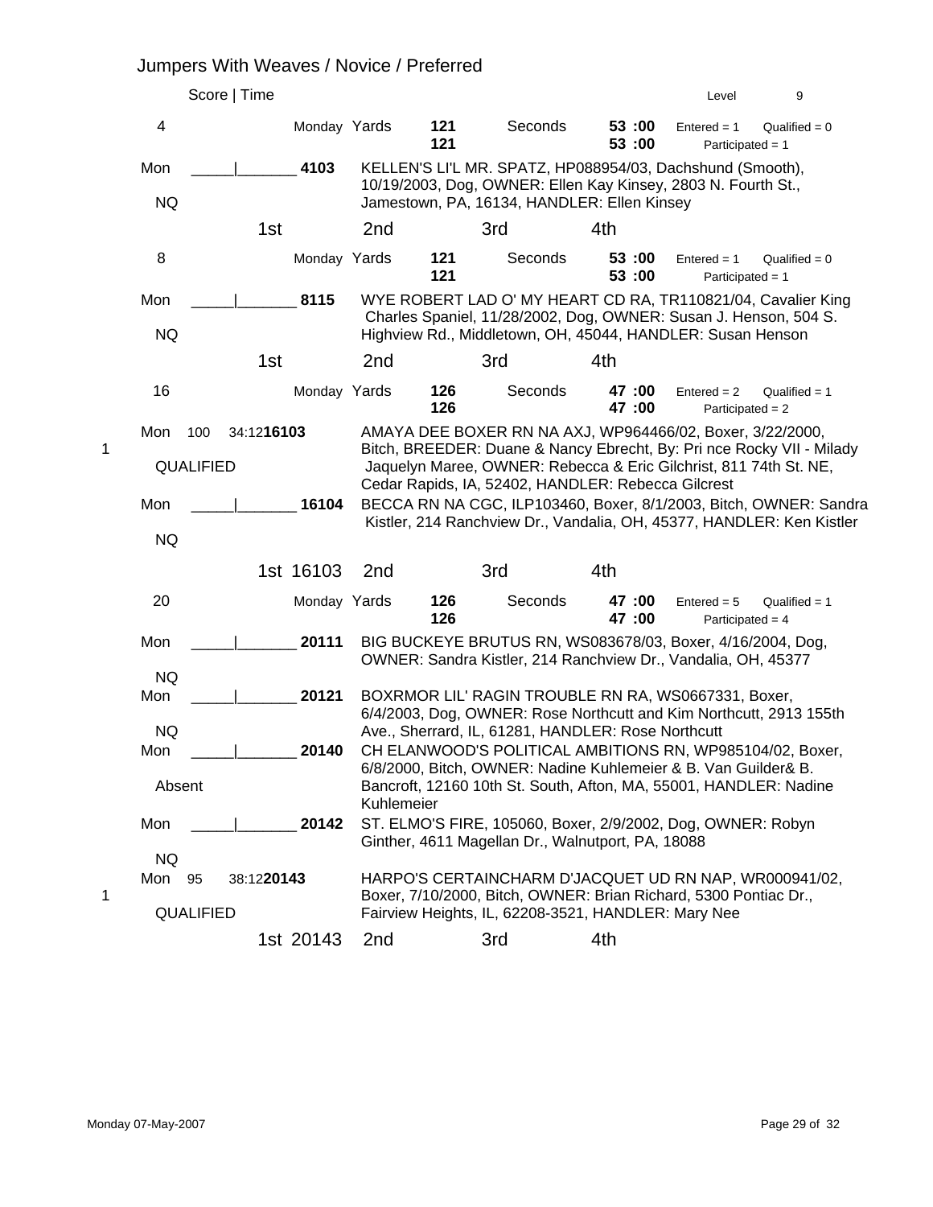# Jumpers With Weaves / Novice / Preferred

Score | Time — Level 9

**4** — Monday Yards **121** / **121** — Seconds **53 :00** / **53 :00** — Entered = 1, Qualified = 0, Participated = 1

Mon _____|_______ **4103** — KELLEN'S LI'L MR. SPATZ, HP088954/03, Dachshund (Smooth), 10/19/2003, Dog, OWNER: Ellen Kay Kinsey, 2803 N. Fourth St., Jamestown, PA, 16134, HANDLER: Ellen Kinsey
NQ

1st — 2nd — 3rd — 4th

**8** — Monday Yards **121** / **121** — Seconds **53 :00** / **53 :00** — Entered = 1, Qualified = 0, Participated = 1

Mon _____|_______ **8115** — WYE ROBERT LAD O' MY HEART CD RA, TR110821/04, Cavalier King Charles Spaniel, 11/28/2002, Dog, OWNER: Susan J. Henson, 504 S. Highview Rd., Middletown, OH, 45044, HANDLER: Susan Henson
NQ

1st — 2nd — 3rd — 4th

**16** — Monday Yards **126** / **126** — Seconds **47 :00** / **47 :00** — Entered = 2, Qualified = 1, Participated = 2

1 — Mon 100 34:12 **16103** — AMAYA DEE BOXER RN NA AXJ, WP964466/02, Boxer, 3/22/2000, Bitch, BREEDER: Duane & Nancy Ebrecht, By: Pri nce Rocky VII - Milady Jaquelyn Maree, OWNER: Rebecca & Eric Gilchrist, 811 74th St. NE, Cedar Rapids, IA, 52402, HANDLER: Rebecca Gilcrest
QUALIFIED

Mon _____|_______ **16104** — BECCA RN NA CGC, ILP103460, Boxer, 8/1/2003, Bitch, OWNER: Sandra Kistler, 214 Ranchview Dr., Vandalia, OH, 45377, HANDLER: Ken Kistler
NQ

1st 16103 — 2nd — 3rd — 4th

**20** — Monday Yards **126** / **126** — Seconds **47 :00** / **47 :00** — Entered = 5, Qualified = 1, Participated = 4

Mon _____|_______ **20111** — BIG BUCKEYE BRUTUS RN, WS083678/03, Boxer, 4/16/2004, Dog, OWNER: Sandra Kistler, 214 Ranchview Dr., Vandalia, OH, 45377
NQ

Mon _____|_______ **20121** — BOXRMOR LIL' RAGIN TROUBLE RN RA, WS0667331, Boxer, 6/4/2003, Dog, OWNER: Rose Northcutt and Kim Northcutt, 2913 155th Ave., Sherrard, IL, 61281, HANDLER: Rose Northcutt
NQ

Mon _____|_______ **20140** — CH ELANWOOD'S POLITICAL AMBITIONS RN, WP985104/02, Boxer, 6/8/2000, Bitch, OWNER: Nadine Kuhlemeier & B. Van Guilder& B. Bancroft, 12160 10th St. South, Afton, MA, 55001, HANDLER: Nadine Kuhlemeier
Absent

Mon _____|_______ **20142** — ST. ELMO'S FIRE, 105060, Boxer, 2/9/2002, Dog, OWNER: Robyn Ginther, 4611 Magellan Dr., Walnutport, PA, 18088
NQ

1 — Mon 95 38:12 **20143** — HARPO'S CERTAINCHARM D'JACQUET UD RN NAP, WR000941/02, Boxer, 7/10/2000, Bitch, OWNER: Brian Richard, 5300 Pontiac Dr., Fairview Heights, IL, 62208-3521, HANDLER: Mary Nee
QUALIFIED

1st 20143 — 2nd — 3rd — 4th

Monday 07-May-2007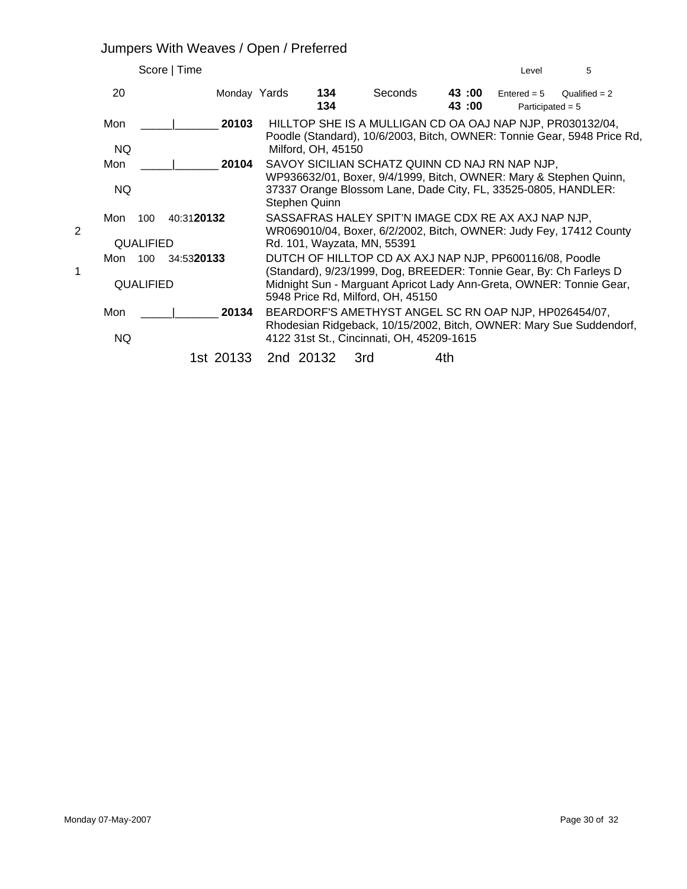## Jumpers With Weaves / Open / Preferred

Score | Time — Level 5

20 — Monday — Yards: 134 / 134 — Seconds: 43 :00 / 43 :00 — Entered = 5 — Qualified = 2 — Participated = 5

| Place | Day | Score | Time | Armband | Entry |
|---|---|---|---|---|---|
| | Mon / NQ | _____ | _______ | 20103 | HILLTOP SHE IS A MULLIGAN CD OA OAJ NAP NJP, PR030132/04, Poodle (Standard), 10/6/2003, Bitch, OWNER: Tonnie Gear, 5948 Price Rd, Milford, OH, 45150 |
| | Mon / NQ | _____ | _______ | 20104 | SAVOY SICILIAN SCHATZ QUINN CD NAJ RN NAP NJP, WP936632/01, Boxer, 9/4/1999, Bitch, OWNER: Mary & Stephen Quinn, 37337 Orange Blossom Lane, Dade City, FL, 33525-0805, HANDLER: Stephen Quinn |
| 2 | Mon / QUALIFIED | 100 | 40:31 | 20132 | SASSAFRAS HALEY SPIT'N IMAGE CDX RE AX AXJ NAP NJP, WR069010/04, Boxer, 6/2/2002, Bitch, OWNER: Judy Fey, 17412 County Rd. 101, Wayzata, MN, 55391 |
| 1 | Mon / QUALIFIED | 100 | 34:53 | 20133 | DUTCH OF HILLTOP CD AX AXJ NAP NJP, PP600116/08, Poodle (Standard), 9/23/1999, Dog, BREEDER: Tonnie Gear, By: Ch Farleys D Midnight Sun - Marguant Apricot Lady Ann-Greta, OWNER: Tonnie Gear, 5948 Price Rd, Milford, OH, 45150 |
| | Mon / NQ | _____ | _______ | 20134 | BEARDORF'S AMETHYST ANGEL SC RN OAP NJP, HP026454/07, Rhodesian Ridgeback, 10/15/2002, Bitch, OWNER: Mary Sue Suddendorf, 4122 31st St., Cincinnati, OH, 45209-1615 |

1st 20133 — 2nd 20132 — 3rd — 4th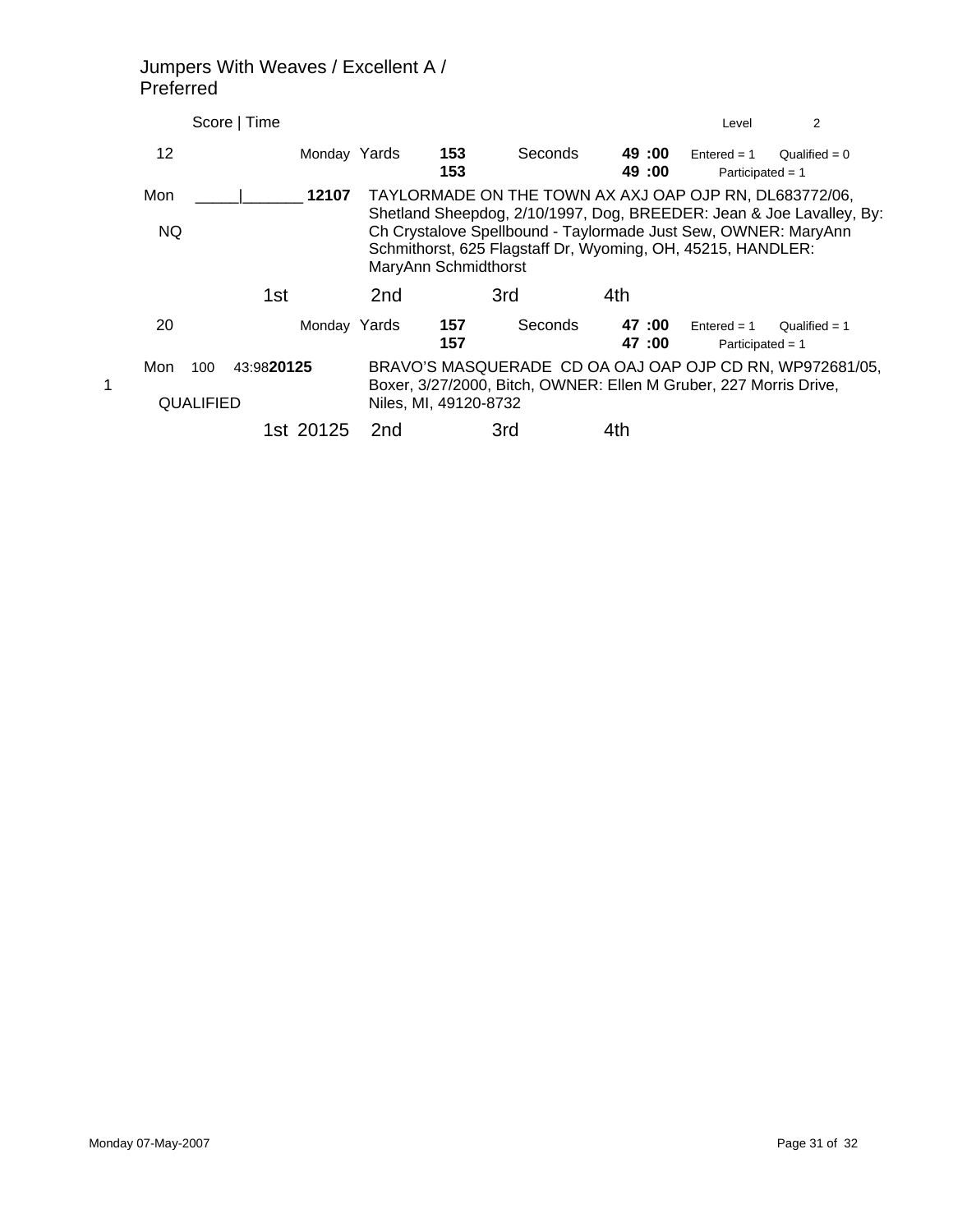# Jumpers With Weaves / Excellent A / Preferred

Score | Time　　　　Level　2

12　　Monday　Yards　**153** **153**　Seconds　**49 :00** **49 :00**　Entered = 1　Qualified = 0　Participated = 1

Mon　_____|_______ **12107**　TAYLORMADE ON THE TOWN AX AXJ OAP OJP RN, DL683772/06, Shetland Sheepdog, 2/10/1997, Dog, BREEDER: Jean & Joe Lavalley, By: Ch Crystalove Spellbound - Taylormade Just Sew, OWNER: MaryAnn Schmithorst, 625 Flagstaff Dr, Wyoming, OH, 45215, HANDLER: MaryAnn Schmidthorst

NQ

1st　2nd　3rd　4th

20　　Monday　Yards　**157** **157**　Seconds　**47 :00** **47 :00**　Entered = 1　Qualified = 1　Participated = 1

1　Mon　100　43:98**20125**　BRAVO'S MASQUERADE CD OA OAJ OAP OJP CD RN, WP972681/05, Boxer, 3/27/2000, Bitch, OWNER: Ellen M Gruber, 227 Morris Drive, Niles, MI, 49120-8732

QUALIFIED

1st 20125　2nd　3rd　4th

Monday 07-May-2007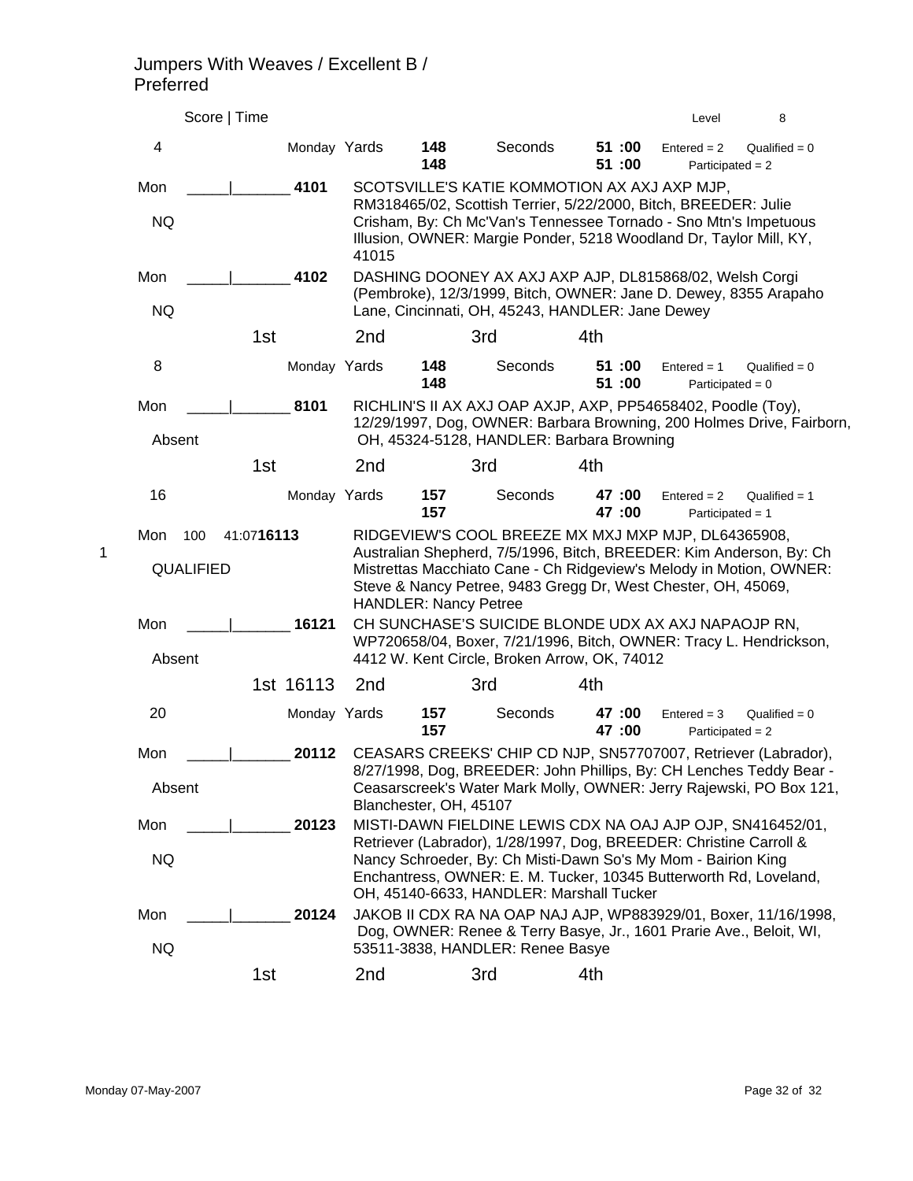# Jumpers With Weaves / Excellent B / Preferred

Score | Time | Level 8

**4** — Monday — Yards **148** / **148** — Seconds **51 :00** / **51 :00** — Entered = 2 — Qualified = 0 — Participated = 2

Mon _____|_______ **4101** — SCOTSVILLE'S KATIE KOMMOTION AX AXJ AXP MJP, RM318465/02, Scottish Terrier, 5/22/2000, Bitch, BREEDER: Julie Crisham, By: Ch Mc'Van's Tennessee Tornado - Sno Mtn's Impetuous Illusion, OWNER: Margie Ponder, 5218 Woodland Dr, Taylor Mill, KY, 41015
NQ

Mon _____|_______ **4102** — DASHING DOONEY AX AXJ AXP AJP, DL815868/02, Welsh Corgi (Pembroke), 12/3/1999, Bitch, OWNER: Jane D. Dewey, 8355 Arapaho Lane, Cincinnati, OH, 45243, HANDLER: Jane Dewey
NQ

1st 2nd 3rd 4th

**8** — Monday — Yards **148** / **148** — Seconds **51 :00** / **51 :00** — Entered = 1 — Qualified = 0 — Participated = 0

Mon _____|_______ **8101** — RICHLIN'S II AX AXJ OAP AXJP, AXP, PP54658402, Poodle (Toy), 12/29/1997, Dog, OWNER: Barbara Browning, 200 Holmes Drive, Fairborn, OH, 45324-5128, HANDLER: Barbara Browning
Absent

1st 2nd 3rd 4th

**16** — Monday — Yards **157** / **157** — Seconds **47 :00** / **47 :00** — Entered = 2 — Qualified = 1 — Participated = 1

1 — Mon 100 41:07 **16113** — RIDGEVIEW'S COOL BREEZE MX MXJ MXP MJP, DL64365908, Australian Shepherd, 7/5/1996, Bitch, BREEDER: Kim Anderson, By: Ch Mistrettas Macchiato Cane - Ch Ridgeview's Melody in Motion, OWNER: Steve & Nancy Petree, 9483 Gregg Dr, West Chester, OH, 45069, HANDLER: Nancy Petree
QUALIFIED

Mon _____|_______ **16121** — CH SUNCHASE'S SUICIDE BLONDE UDX AX AXJ NAPAOJP RN, WP720658/04, Boxer, 7/21/1996, Bitch, OWNER: Tracy L. Hendrickson, 4412 W. Kent Circle, Broken Arrow, OK, 74012
Absent

1st 16113 2nd 3rd 4th

**20** — Monday — Yards **157** / **157** — Seconds **47 :00** / **47 :00** — Entered = 3 — Qualified = 0 — Participated = 2

Mon _____|_______ **20112** — CEASARS CREEKS' CHIP CD NJP, SN57707007, Retriever (Labrador), 8/27/1998, Dog, BREEDER: John Phillips, By: CH Lenches Teddy Bear - Ceasarscreek's Water Mark Molly, OWNER: Jerry Rajewski, PO Box 121, Blanchester, OH, 45107
Absent

Mon _____|_______ **20123** — MISTI-DAWN FIELDINE LEWIS CDX NA OAJ AJP OJP, SN416452/01, Retriever (Labrador), 1/28/1997, Dog, BREEDER: Christine Carroll & Nancy Schroeder, By: Ch Misti-Dawn So's My Mom - Bairion King Enchantress, OWNER: E. M. Tucker, 10345 Butterworth Rd, Loveland, OH, 45140-6633, HANDLER: Marshall Tucker
NQ

Mon _____|_______ **20124** — JAKOB II CDX RA NA OAP NAJ AJP, WP883929/01, Boxer, 11/16/1998, Dog, OWNER: Renee & Terry Basye, Jr., 1601 Prarie Ave., Beloit, WI, 53511-3838, HANDLER: Renee Basye
NQ

1st 2nd 3rd 4th

Monday 07-May-2007